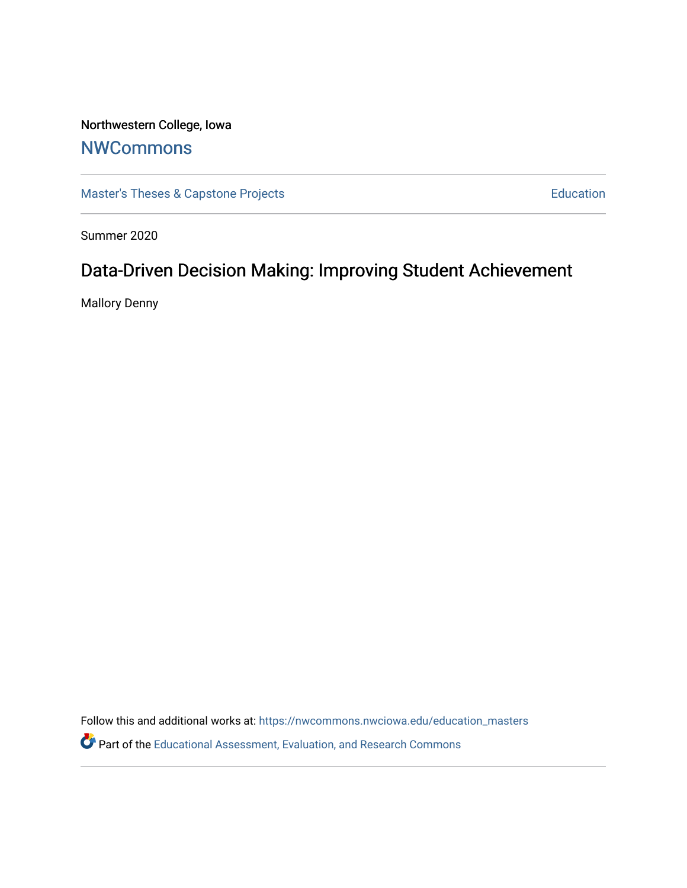Northwestern College, Iowa

# NWCommons

Master's Theses & Capstone Projects | Education

Summer 2020

## Data-Driven Decision Making: Improving Student Achievement

Mallory Denny

Follow this and additional works at: https://nwcommons.nwciowa.edu/education_masters

Part of the Educational Assessment, Evaluation, and Research Commons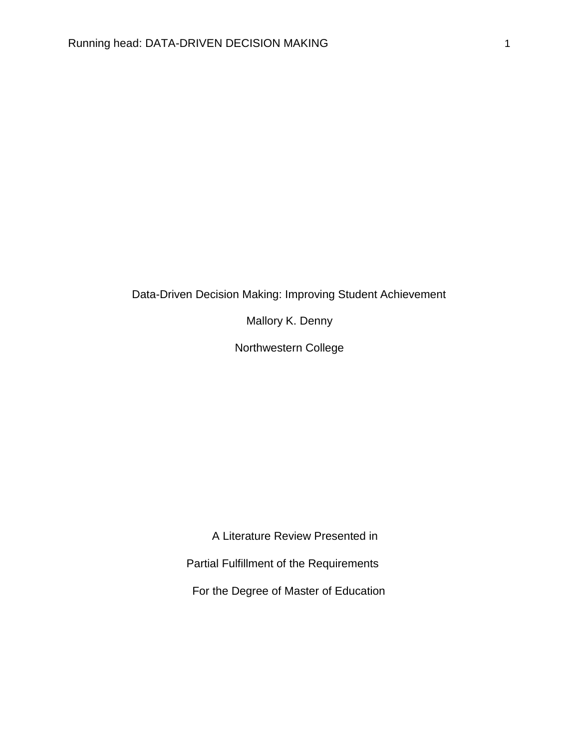Data-Driven Decision Making: Improving Student Achievement

Mallory K. Denny

Northwestern College

A Literature Review Presented in

Partial Fulfillment of the Requirements

For the Degree of Master of Education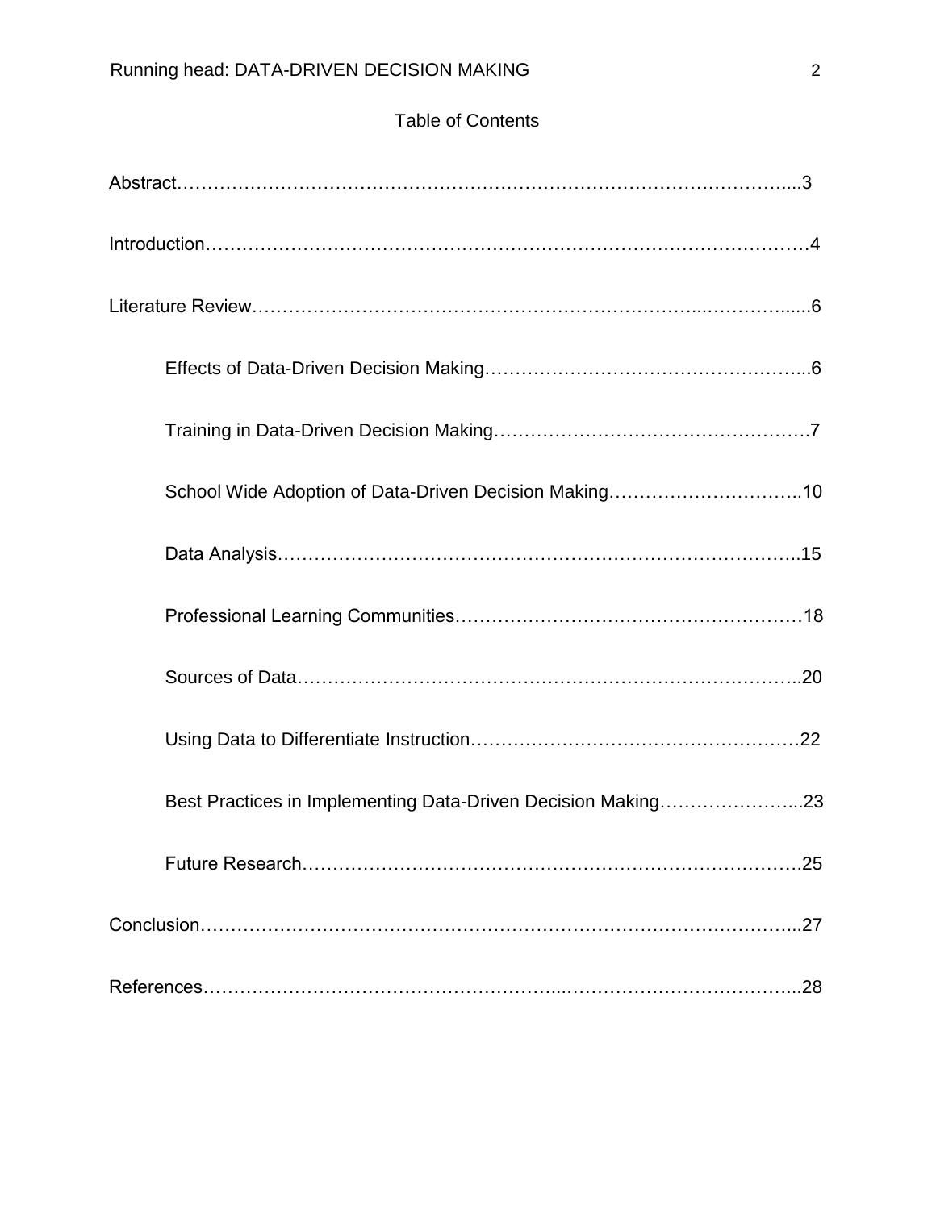# Table of Contents

Abstract……………………………………………………………………………………....3

Introduction…………………………………………………………………………………4

Literature Review……………………………………………………………...……….......6

- Effects of Data-Driven Decision Making……………………………………………...6
- Training in Data-Driven Decision Making…………………………………………….7
- School Wide Adoption of Data-Driven Decision Making…………………………..10
- Data Analysis………………………………………………………………………..15
- Professional Learning Communities…………………………………………………18
- Sources of Data……………………………………………………………………..20
- Using Data to Differentiate Instruction………………………………………………22
- Best Practices in Implementing Data-Driven Decision Making…………………...23
- Future Research…………………………………………………………………….25

Conclusion………………………………………………………………………………...27

References………………………………………………...………………………………..28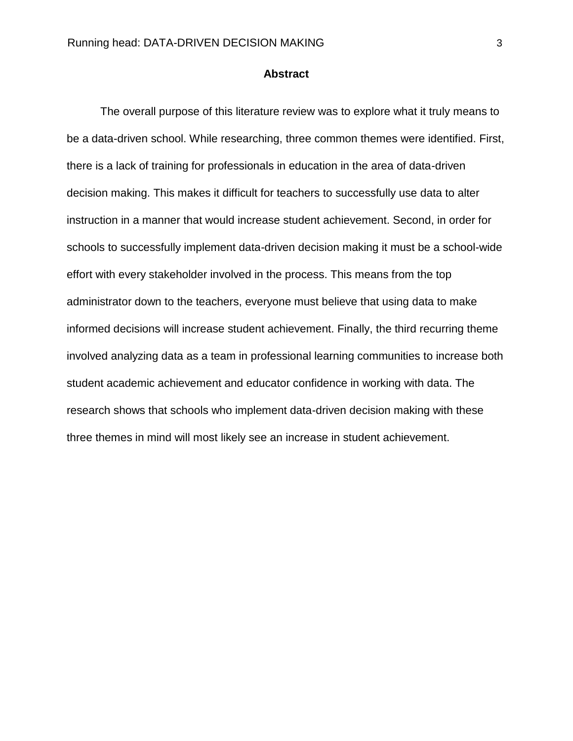## Abstract

The overall purpose of this literature review was to explore what it truly means to be a data-driven school. While researching, three common themes were identified. First, there is a lack of training for professionals in education in the area of data-driven decision making. This makes it difficult for teachers to successfully use data to alter instruction in a manner that would increase student achievement. Second, in order for schools to successfully implement data-driven decision making it must be a school-wide effort with every stakeholder involved in the process. This means from the top administrator down to the teachers, everyone must believe that using data to make informed decisions will increase student achievement. Finally, the third recurring theme involved analyzing data as a team in professional learning communities to increase both student academic achievement and educator confidence in working with data. The research shows that schools who implement data-driven decision making with these three themes in mind will most likely see an increase in student achievement.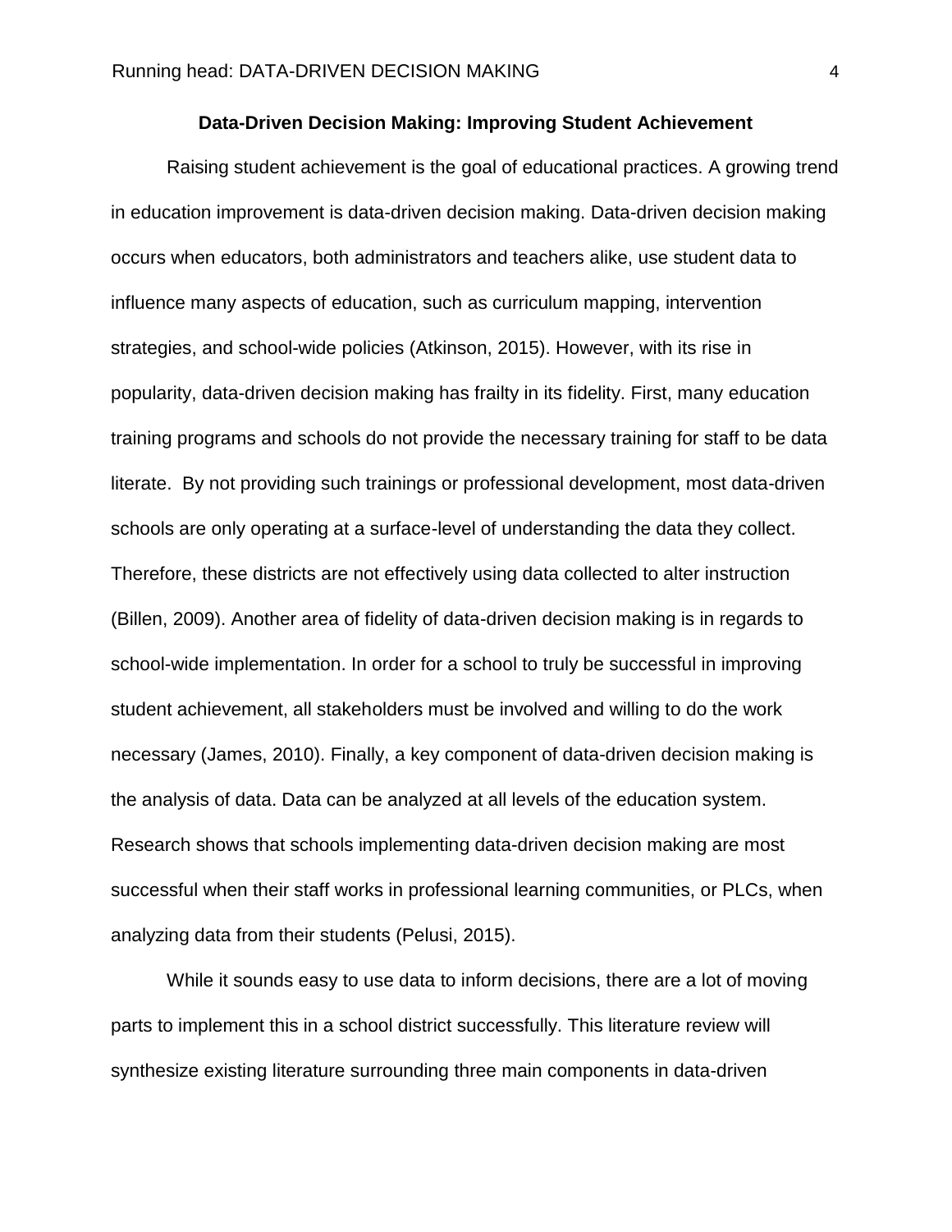## Data-Driven Decision Making: Improving Student Achievement

Raising student achievement is the goal of educational practices. A growing trend in education improvement is data-driven decision making. Data-driven decision making occurs when educators, both administrators and teachers alike, use student data to influence many aspects of education, such as curriculum mapping, intervention strategies, and school-wide policies (Atkinson, 2015). However, with its rise in popularity, data-driven decision making has frailty in its fidelity. First, many education training programs and schools do not provide the necessary training for staff to be data literate. By not providing such trainings or professional development, most data-driven schools are only operating at a surface-level of understanding the data they collect. Therefore, these districts are not effectively using data collected to alter instruction (Billen, 2009). Another area of fidelity of data-driven decision making is in regards to school-wide implementation. In order for a school to truly be successful in improving student achievement, all stakeholders must be involved and willing to do the work necessary (James, 2010). Finally, a key component of data-driven decision making is the analysis of data. Data can be analyzed at all levels of the education system. Research shows that schools implementing data-driven decision making are most successful when their staff works in professional learning communities, or PLCs, when analyzing data from their students (Pelusi, 2015).

While it sounds easy to use data to inform decisions, there are a lot of moving parts to implement this in a school district successfully. This literature review will synthesize existing literature surrounding three main components in data-driven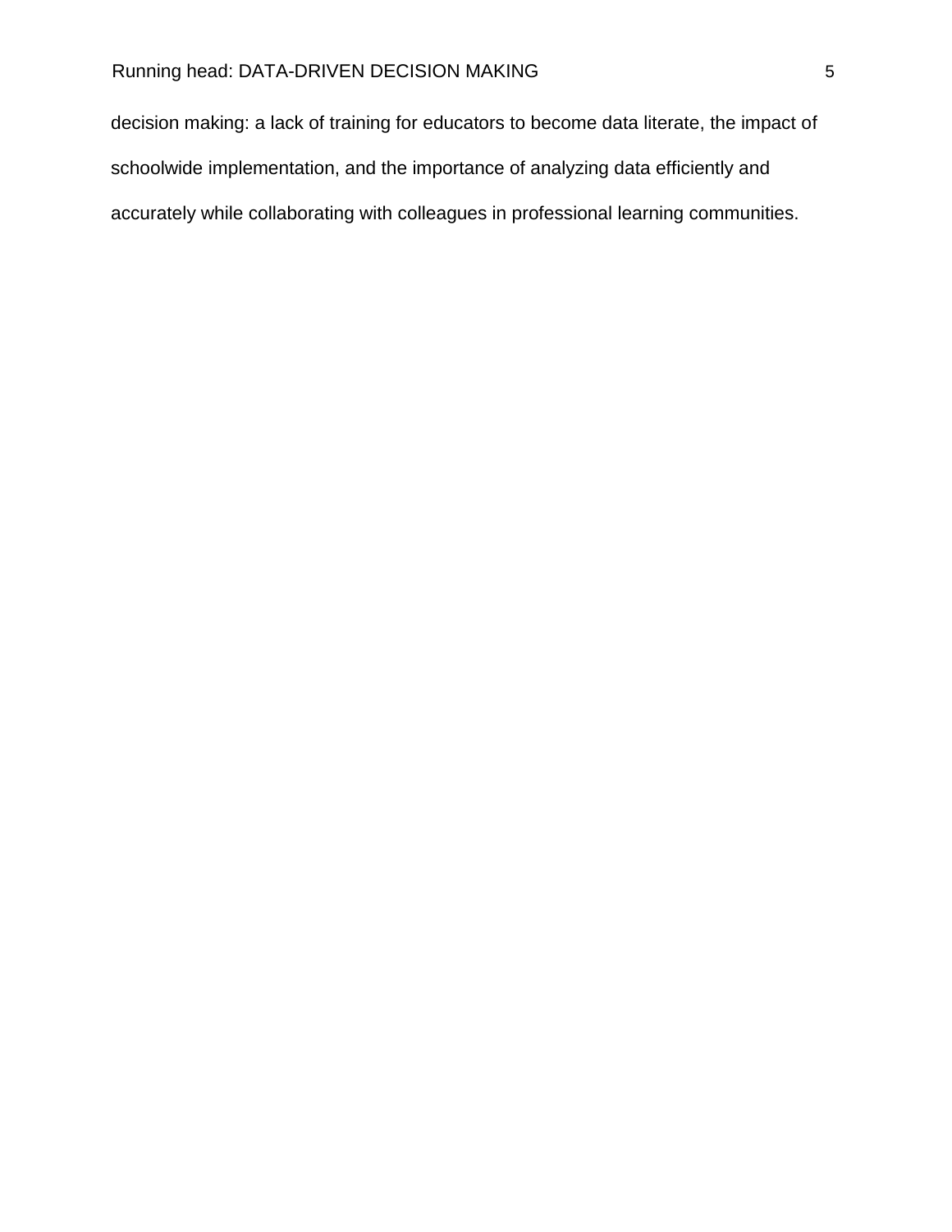decision making: a lack of training for educators to become data literate, the impact of schoolwide implementation, and the importance of analyzing data efficiently and accurately while collaborating with colleagues in professional learning communities.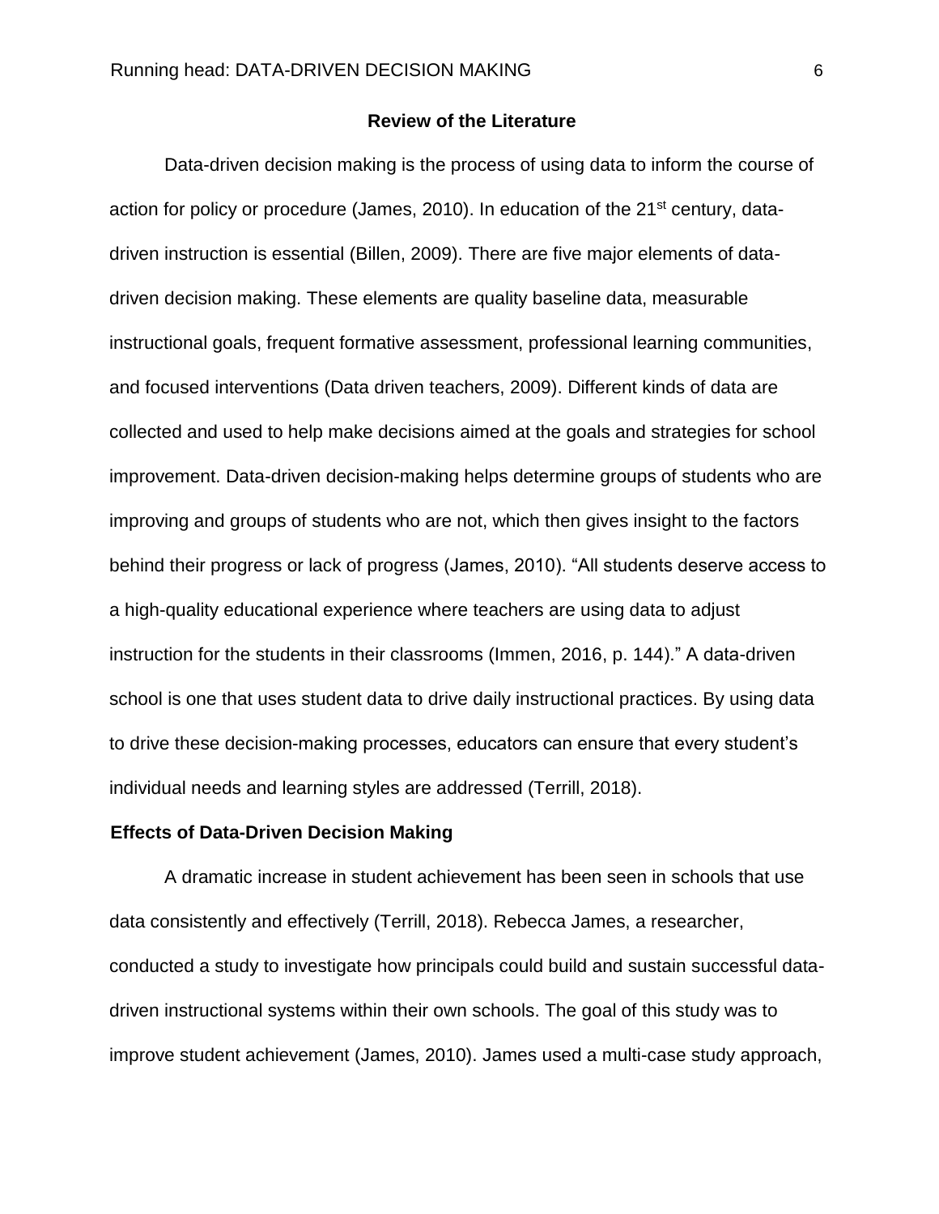## Review of the Literature

Data-driven decision making is the process of using data to inform the course of action for policy or procedure (James, 2010). In education of the 21st century, data-driven instruction is essential (Billen, 2009). There are five major elements of data-driven decision making. These elements are quality baseline data, measurable instructional goals, frequent formative assessment, professional learning communities, and focused interventions (Data driven teachers, 2009). Different kinds of data are collected and used to help make decisions aimed at the goals and strategies for school improvement. Data-driven decision-making helps determine groups of students who are improving and groups of students who are not, which then gives insight to the factors behind their progress or lack of progress (James, 2010). "All students deserve access to a high-quality educational experience where teachers are using data to adjust instruction for the students in their classrooms (Immen, 2016, p. 144)." A data-driven school is one that uses student data to drive daily instructional practices. By using data to drive these decision-making processes, educators can ensure that every student's individual needs and learning styles are addressed (Terrill, 2018).

### Effects of Data-Driven Decision Making

A dramatic increase in student achievement has been seen in schools that use data consistently and effectively (Terrill, 2018). Rebecca James, a researcher, conducted a study to investigate how principals could build and sustain successful data-driven instructional systems within their own schools. The goal of this study was to improve student achievement (James, 2010). James used a multi-case study approach,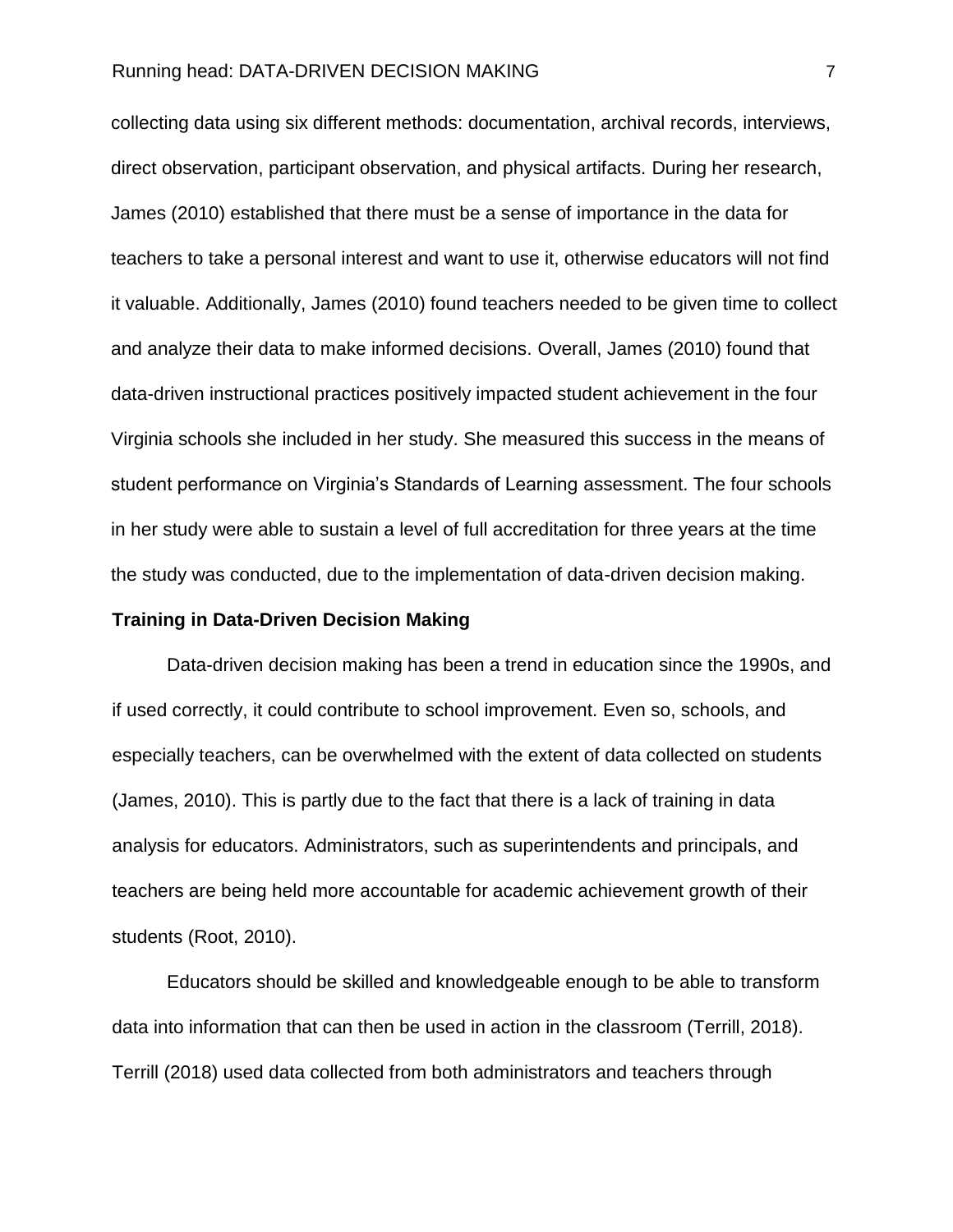collecting data using six different methods: documentation, archival records, interviews, direct observation, participant observation, and physical artifacts. During her research, James (2010) established that there must be a sense of importance in the data for teachers to take a personal interest and want to use it, otherwise educators will not find it valuable. Additionally, James (2010) found teachers needed to be given time to collect and analyze their data to make informed decisions. Overall, James (2010) found that data-driven instructional practices positively impacted student achievement in the four Virginia schools she included in her study. She measured this success in the means of student performance on Virginia's Standards of Learning assessment. The four schools in her study were able to sustain a level of full accreditation for three years at the time the study was conducted, due to the implementation of data-driven decision making.

## Training in Data-Driven Decision Making

Data-driven decision making has been a trend in education since the 1990s, and if used correctly, it could contribute to school improvement. Even so, schools, and especially teachers, can be overwhelmed with the extent of data collected on students (James, 2010). This is partly due to the fact that there is a lack of training in data analysis for educators. Administrators, such as superintendents and principals, and teachers are being held more accountable for academic achievement growth of their students (Root, 2010).

Educators should be skilled and knowledgeable enough to be able to transform data into information that can then be used in action in the classroom (Terrill, 2018). Terrill (2018) used data collected from both administrators and teachers through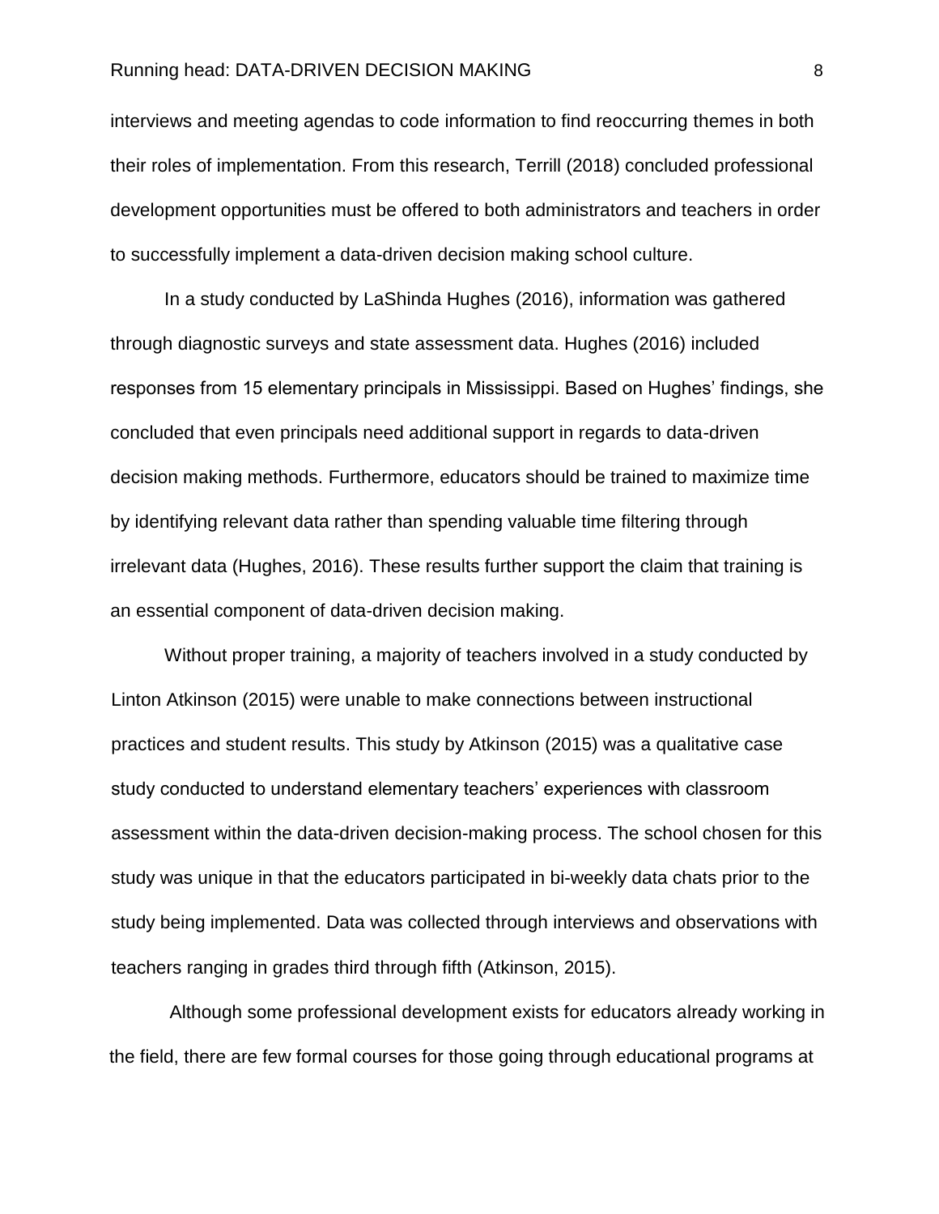interviews and meeting agendas to code information to find reoccurring themes in both their roles of implementation. From this research, Terrill (2018) concluded professional development opportunities must be offered to both administrators and teachers in order to successfully implement a data-driven decision making school culture.

In a study conducted by LaShinda Hughes (2016), information was gathered through diagnostic surveys and state assessment data. Hughes (2016) included responses from 15 elementary principals in Mississippi. Based on Hughes' findings, she concluded that even principals need additional support in regards to data-driven decision making methods. Furthermore, educators should be trained to maximize time by identifying relevant data rather than spending valuable time filtering through irrelevant data (Hughes, 2016). These results further support the claim that training is an essential component of data-driven decision making.

Without proper training, a majority of teachers involved in a study conducted by Linton Atkinson (2015) were unable to make connections between instructional practices and student results. This study by Atkinson (2015) was a qualitative case study conducted to understand elementary teachers' experiences with classroom assessment within the data-driven decision-making process. The school chosen for this study was unique in that the educators participated in bi-weekly data chats prior to the study being implemented. Data was collected through interviews and observations with teachers ranging in grades third through fifth (Atkinson, 2015).

Although some professional development exists for educators already working in the field, there are few formal courses for those going through educational programs at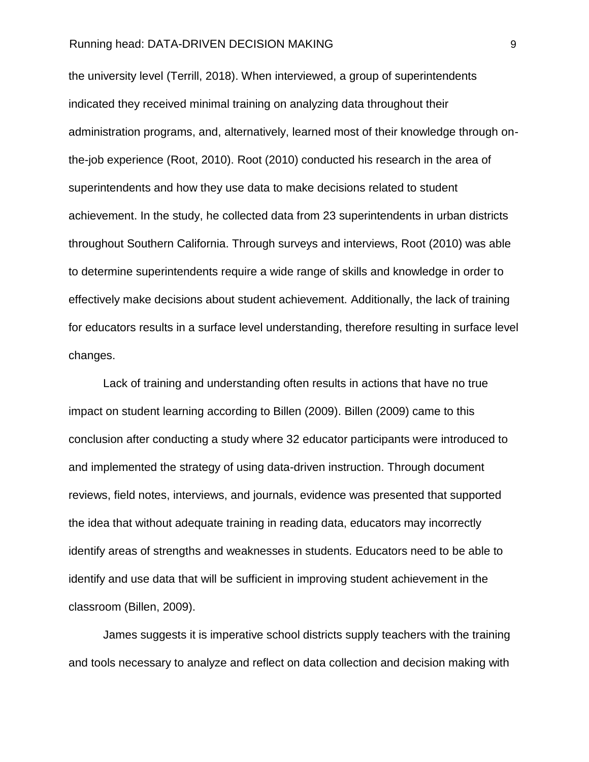the university level (Terrill, 2018). When interviewed, a group of superintendents indicated they received minimal training on analyzing data throughout their administration programs, and, alternatively, learned most of their knowledge through on-the-job experience (Root, 2010). Root (2010) conducted his research in the area of superintendents and how they use data to make decisions related to student achievement. In the study, he collected data from 23 superintendents in urban districts throughout Southern California. Through surveys and interviews, Root (2010) was able to determine superintendents require a wide range of skills and knowledge in order to effectively make decisions about student achievement. Additionally, the lack of training for educators results in a surface level understanding, therefore resulting in surface level changes.

Lack of training and understanding often results in actions that have no true impact on student learning according to Billen (2009). Billen (2009) came to this conclusion after conducting a study where 32 educator participants were introduced to and implemented the strategy of using data-driven instruction. Through document reviews, field notes, interviews, and journals, evidence was presented that supported the idea that without adequate training in reading data, educators may incorrectly identify areas of strengths and weaknesses in students. Educators need to be able to identify and use data that will be sufficient in improving student achievement in the classroom (Billen, 2009).

James suggests it is imperative school districts supply teachers with the training and tools necessary to analyze and reflect on data collection and decision making with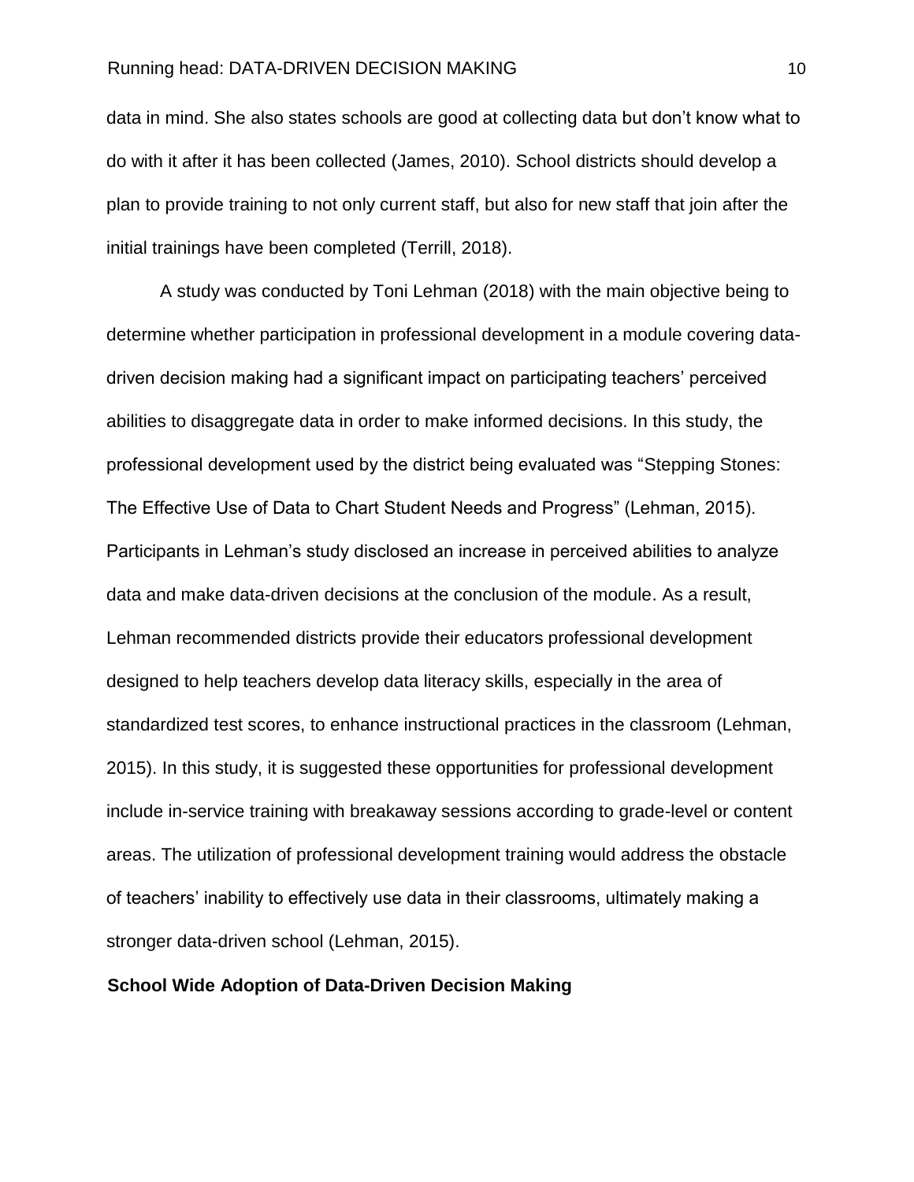data in mind. She also states schools are good at collecting data but don't know what to do with it after it has been collected (James, 2010). School districts should develop a plan to provide training to not only current staff, but also for new staff that join after the initial trainings have been completed (Terrill, 2018).

A study was conducted by Toni Lehman (2018) with the main objective being to determine whether participation in professional development in a module covering data-driven decision making had a significant impact on participating teachers' perceived abilities to disaggregate data in order to make informed decisions. In this study, the professional development used by the district being evaluated was "Stepping Stones: The Effective Use of Data to Chart Student Needs and Progress" (Lehman, 2015). Participants in Lehman's study disclosed an increase in perceived abilities to analyze data and make data-driven decisions at the conclusion of the module. As a result, Lehman recommended districts provide their educators professional development designed to help teachers develop data literacy skills, especially in the area of standardized test scores, to enhance instructional practices in the classroom (Lehman, 2015). In this study, it is suggested these opportunities for professional development include in-service training with breakaway sessions according to grade-level or content areas. The utilization of professional development training would address the obstacle of teachers' inability to effectively use data in their classrooms, ultimately making a stronger data-driven school (Lehman, 2015).

## School Wide Adoption of Data-Driven Decision Making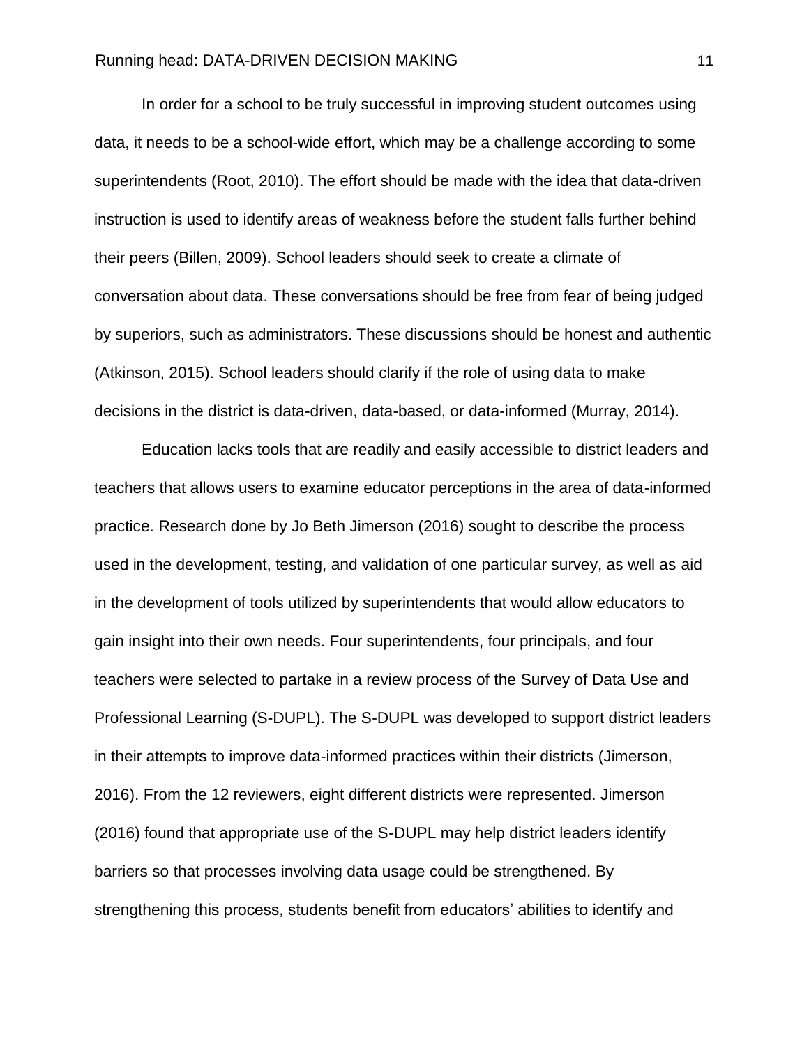In order for a school to be truly successful in improving student outcomes using data, it needs to be a school-wide effort, which may be a challenge according to some superintendents (Root, 2010). The effort should be made with the idea that data-driven instruction is used to identify areas of weakness before the student falls further behind their peers (Billen, 2009). School leaders should seek to create a climate of conversation about data. These conversations should be free from fear of being judged by superiors, such as administrators. These discussions should be honest and authentic (Atkinson, 2015). School leaders should clarify if the role of using data to make decisions in the district is data-driven, data-based, or data-informed (Murray, 2014).

Education lacks tools that are readily and easily accessible to district leaders and teachers that allows users to examine educator perceptions in the area of data-informed practice. Research done by Jo Beth Jimerson (2016) sought to describe the process used in the development, testing, and validation of one particular survey, as well as aid in the development of tools utilized by superintendents that would allow educators to gain insight into their own needs. Four superintendents, four principals, and four teachers were selected to partake in a review process of the Survey of Data Use and Professional Learning (S-DUPL). The S-DUPL was developed to support district leaders in their attempts to improve data-informed practices within their districts (Jimerson, 2016). From the 12 reviewers, eight different districts were represented. Jimerson (2016) found that appropriate use of the S-DUPL may help district leaders identify barriers so that processes involving data usage could be strengthened. By strengthening this process, students benefit from educators' abilities to identify and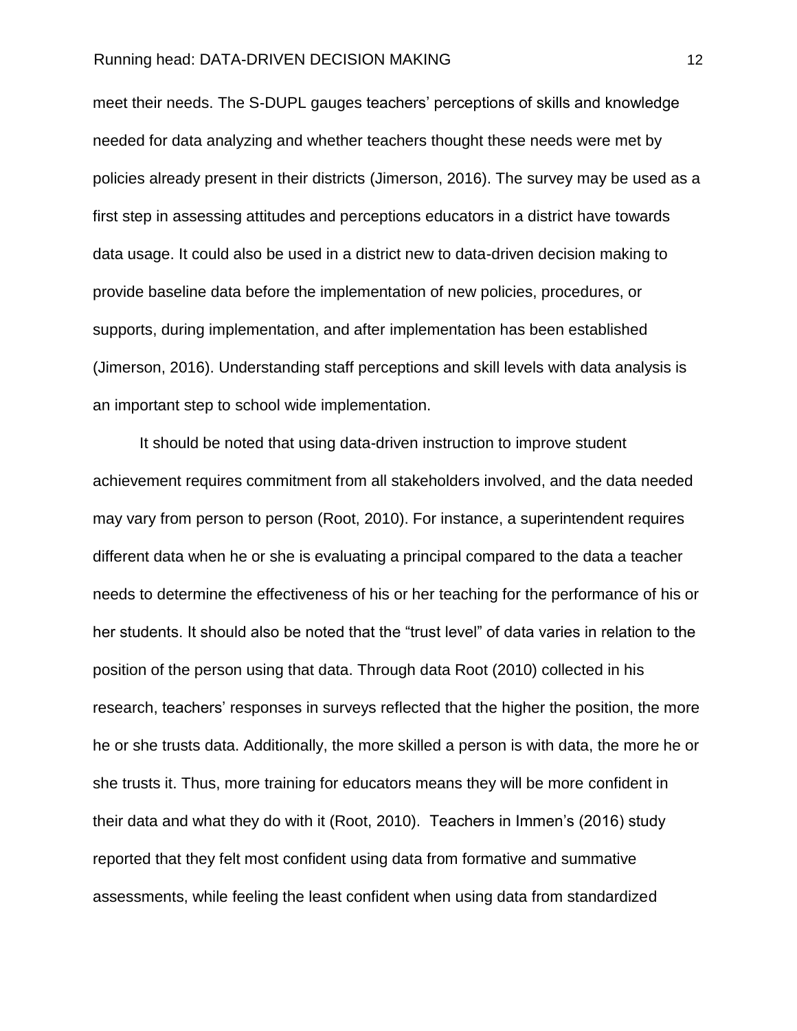meet their needs. The S-DUPL gauges teachers' perceptions of skills and knowledge needed for data analyzing and whether teachers thought these needs were met by policies already present in their districts (Jimerson, 2016). The survey may be used as a first step in assessing attitudes and perceptions educators in a district have towards data usage. It could also be used in a district new to data-driven decision making to provide baseline data before the implementation of new policies, procedures, or supports, during implementation, and after implementation has been established (Jimerson, 2016). Understanding staff perceptions and skill levels with data analysis is an important step to school wide implementation.

It should be noted that using data-driven instruction to improve student achievement requires commitment from all stakeholders involved, and the data needed may vary from person to person (Root, 2010). For instance, a superintendent requires different data when he or she is evaluating a principal compared to the data a teacher needs to determine the effectiveness of his or her teaching for the performance of his or her students. It should also be noted that the "trust level" of data varies in relation to the position of the person using that data. Through data Root (2010) collected in his research, teachers' responses in surveys reflected that the higher the position, the more he or she trusts data. Additionally, the more skilled a person is with data, the more he or she trusts it. Thus, more training for educators means they will be more confident in their data and what they do with it (Root, 2010). Teachers in Immen's (2016) study reported that they felt most confident using data from formative and summative assessments, while feeling the least confident when using data from standardized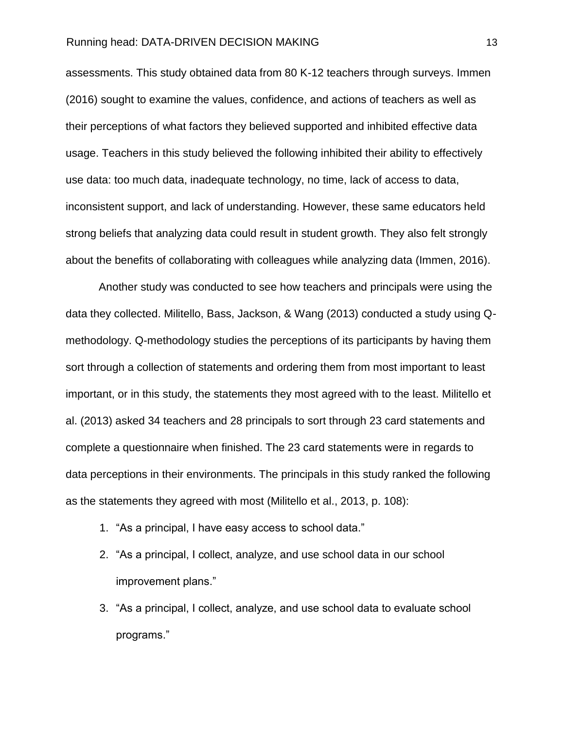assessments. This study obtained data from 80 K-12 teachers through surveys. Immen (2016) sought to examine the values, confidence, and actions of teachers as well as their perceptions of what factors they believed supported and inhibited effective data usage. Teachers in this study believed the following inhibited their ability to effectively use data: too much data, inadequate technology, no time, lack of access to data, inconsistent support, and lack of understanding. However, these same educators held strong beliefs that analyzing data could result in student growth. They also felt strongly about the benefits of collaborating with colleagues while analyzing data (Immen, 2016).

Another study was conducted to see how teachers and principals were using the data they collected. Militello, Bass, Jackson, & Wang (2013) conducted a study using Q-methodology. Q-methodology studies the perceptions of its participants by having them sort through a collection of statements and ordering them from most important to least important, or in this study, the statements they most agreed with to the least. Militello et al. (2013) asked 34 teachers and 28 principals to sort through 23 card statements and complete a questionnaire when finished. The 23 card statements were in regards to data perceptions in their environments. The principals in this study ranked the following as the statements they agreed with most (Militello et al., 2013, p. 108):

1. "As a principal, I have easy access to school data."
2. "As a principal, I collect, analyze, and use school data in our school improvement plans."
3. "As a principal, I collect, analyze, and use school data to evaluate school programs."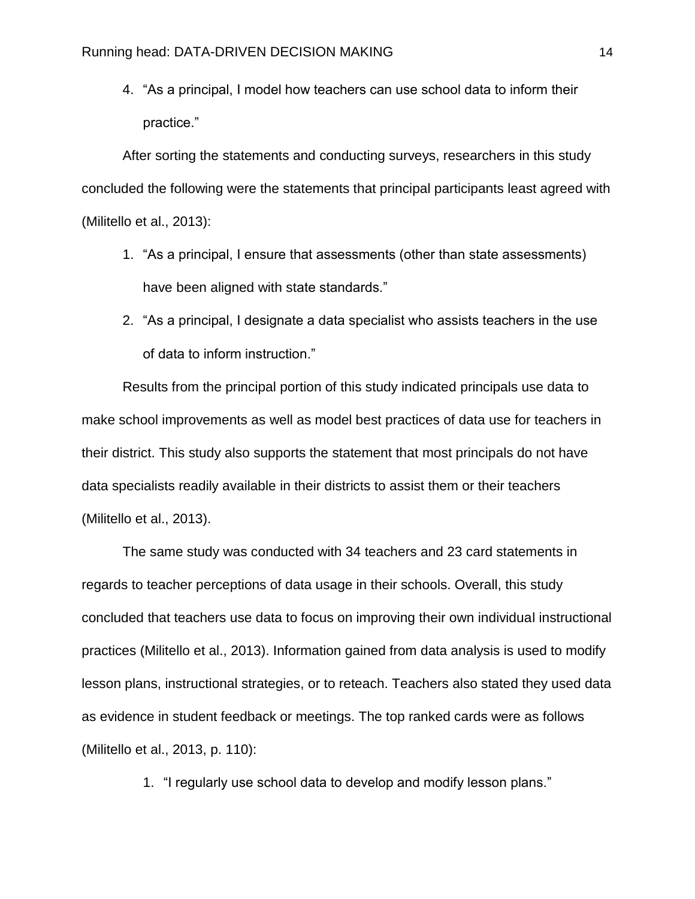4. "As a principal, I model how teachers can use school data to inform their practice."

After sorting the statements and conducting surveys, researchers in this study concluded the following were the statements that principal participants least agreed with (Militello et al., 2013):

1. "As a principal, I ensure that assessments (other than state assessments) have been aligned with state standards."
2. "As a principal, I designate a data specialist who assists teachers in the use of data to inform instruction."

Results from the principal portion of this study indicated principals use data to make school improvements as well as model best practices of data use for teachers in their district. This study also supports the statement that most principals do not have data specialists readily available in their districts to assist them or their teachers (Militello et al., 2013).

The same study was conducted with 34 teachers and 23 card statements in regards to teacher perceptions of data usage in their schools. Overall, this study concluded that teachers use data to focus on improving their own individual instructional practices (Militello et al., 2013). Information gained from data analysis is used to modify lesson plans, instructional strategies, or to reteach. Teachers also stated they used data as evidence in student feedback or meetings. The top ranked cards were as follows (Militello et al., 2013, p. 110):

1. "I regularly use school data to develop and modify lesson plans."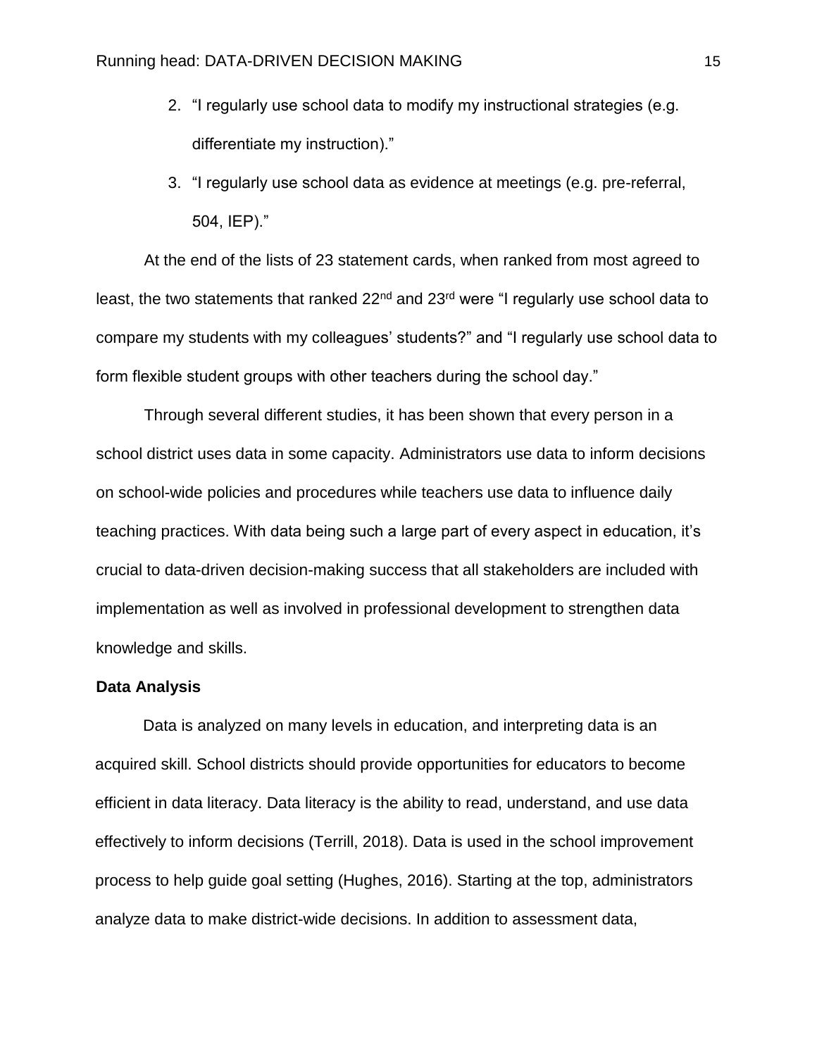2. "I regularly use school data to modify my instructional strategies (e.g. differentiate my instruction)."
3. "I regularly use school data as evidence at meetings (e.g. pre-referral, 504, IEP)."

At the end of the lists of 23 statement cards, when ranked from most agreed to least, the two statements that ranked 22nd and 23rd were "I regularly use school data to compare my students with my colleagues' students?" and "I regularly use school data to form flexible student groups with other teachers during the school day."

Through several different studies, it has been shown that every person in a school district uses data in some capacity. Administrators use data to inform decisions on school-wide policies and procedures while teachers use data to influence daily teaching practices. With data being such a large part of every aspect in education, it's crucial to data-driven decision-making success that all stakeholders are included with implementation as well as involved in professional development to strengthen data knowledge and skills.

**Data Analysis**

Data is analyzed on many levels in education, and interpreting data is an acquired skill. School districts should provide opportunities for educators to become efficient in data literacy. Data literacy is the ability to read, understand, and use data effectively to inform decisions (Terrill, 2018). Data is used in the school improvement process to help guide goal setting (Hughes, 2016). Starting at the top, administrators analyze data to make district-wide decisions. In addition to assessment data,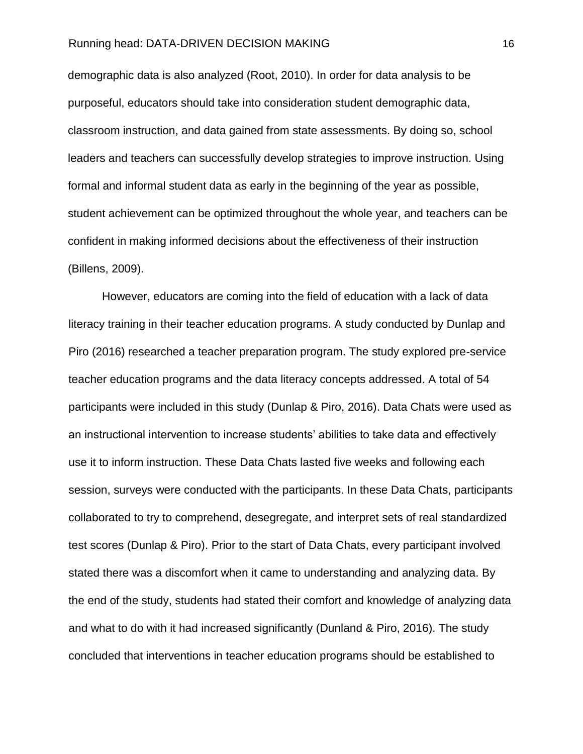demographic data is also analyzed (Root, 2010). In order for data analysis to be purposeful, educators should take into consideration student demographic data, classroom instruction, and data gained from state assessments. By doing so, school leaders and teachers can successfully develop strategies to improve instruction. Using formal and informal student data as early in the beginning of the year as possible, student achievement can be optimized throughout the whole year, and teachers can be confident in making informed decisions about the effectiveness of their instruction (Billens, 2009).

However, educators are coming into the field of education with a lack of data literacy training in their teacher education programs. A study conducted by Dunlap and Piro (2016) researched a teacher preparation program. The study explored pre-service teacher education programs and the data literacy concepts addressed. A total of 54 participants were included in this study (Dunlap & Piro, 2016). Data Chats were used as an instructional intervention to increase students' abilities to take data and effectively use it to inform instruction. These Data Chats lasted five weeks and following each session, surveys were conducted with the participants. In these Data Chats, participants collaborated to try to comprehend, desegregate, and interpret sets of real standardized test scores (Dunlap & Piro). Prior to the start of Data Chats, every participant involved stated there was a discomfort when it came to understanding and analyzing data. By the end of the study, students had stated their comfort and knowledge of analyzing data and what to do with it had increased significantly (Dunland & Piro, 2016). The study concluded that interventions in teacher education programs should be established to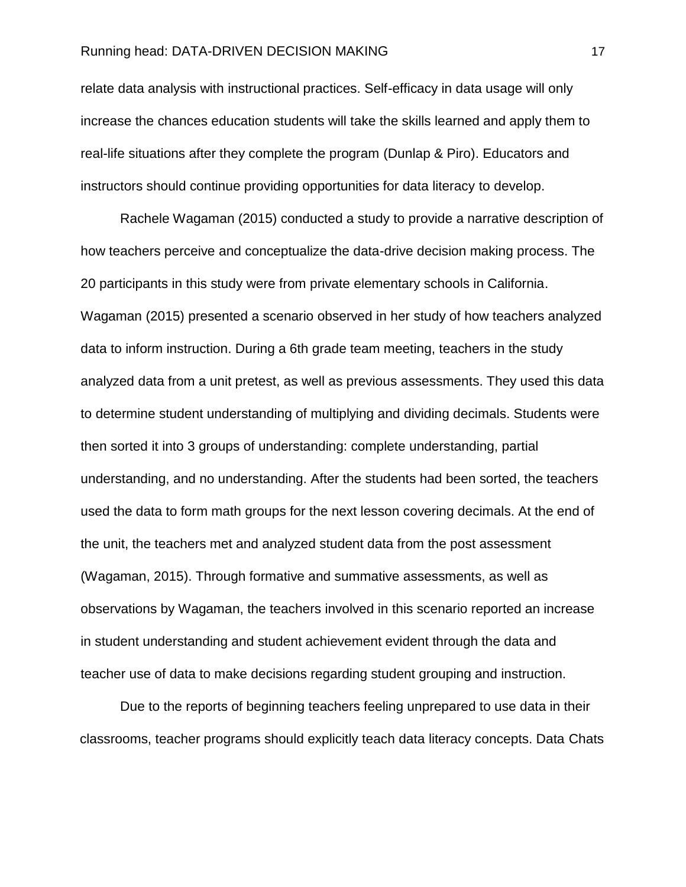relate data analysis with instructional practices. Self-efficacy in data usage will only increase the chances education students will take the skills learned and apply them to real-life situations after they complete the program (Dunlap & Piro). Educators and instructors should continue providing opportunities for data literacy to develop.

Rachele Wagaman (2015) conducted a study to provide a narrative description of how teachers perceive and conceptualize the data-drive decision making process. The 20 participants in this study were from private elementary schools in California. Wagaman (2015) presented a scenario observed in her study of how teachers analyzed data to inform instruction. During a 6th grade team meeting, teachers in the study analyzed data from a unit pretest, as well as previous assessments. They used this data to determine student understanding of multiplying and dividing decimals. Students were then sorted it into 3 groups of understanding: complete understanding, partial understanding, and no understanding. After the students had been sorted, the teachers used the data to form math groups for the next lesson covering decimals. At the end of the unit, the teachers met and analyzed student data from the post assessment (Wagaman, 2015). Through formative and summative assessments, as well as observations by Wagaman, the teachers involved in this scenario reported an increase in student understanding and student achievement evident through the data and teacher use of data to make decisions regarding student grouping and instruction.

Due to the reports of beginning teachers feeling unprepared to use data in their classrooms, teacher programs should explicitly teach data literacy concepts. Data Chats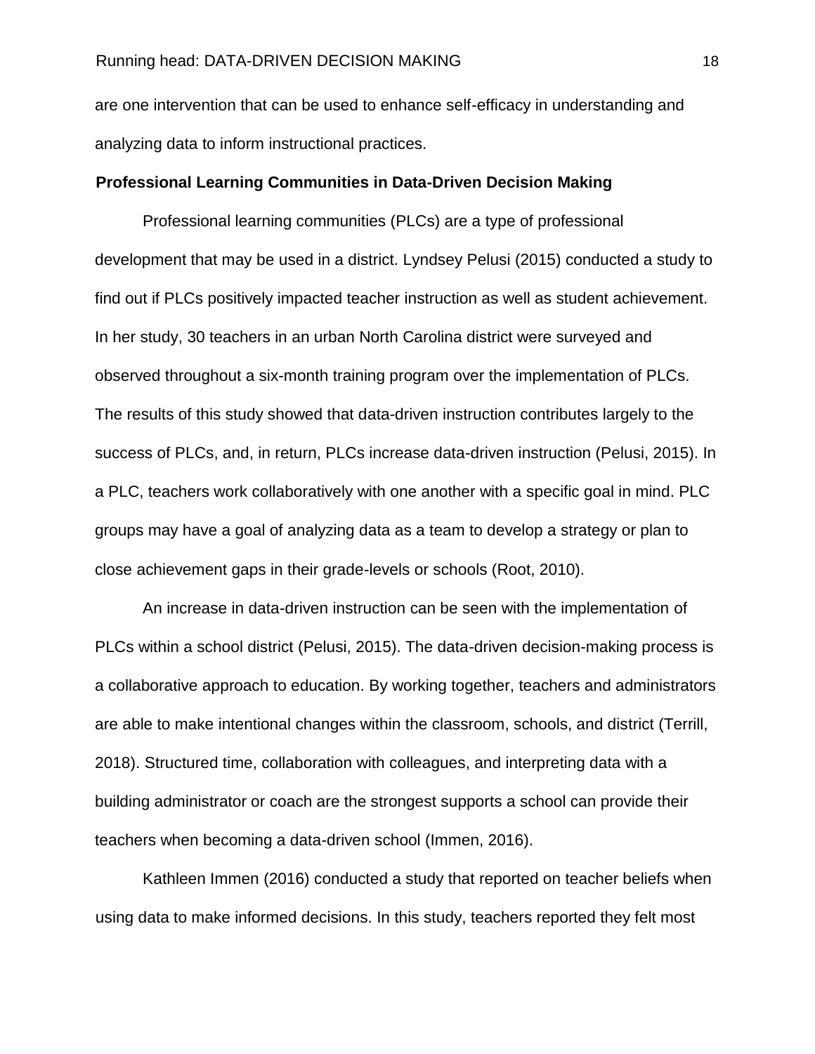are one intervention that can be used to enhance self-efficacy in understanding and analyzing data to inform instructional practices.

## Professional Learning Communities in Data-Driven Decision Making

Professional learning communities (PLCs) are a type of professional development that may be used in a district. Lyndsey Pelusi (2015) conducted a study to find out if PLCs positively impacted teacher instruction as well as student achievement. In her study, 30 teachers in an urban North Carolina district were surveyed and observed throughout a six-month training program over the implementation of PLCs. The results of this study showed that data-driven instruction contributes largely to the success of PLCs, and, in return, PLCs increase data-driven instruction (Pelusi, 2015). In a PLC, teachers work collaboratively with one another with a specific goal in mind. PLC groups may have a goal of analyzing data as a team to develop a strategy or plan to close achievement gaps in their grade-levels or schools (Root, 2010).

An increase in data-driven instruction can be seen with the implementation of PLCs within a school district (Pelusi, 2015). The data-driven decision-making process is a collaborative approach to education. By working together, teachers and administrators are able to make intentional changes within the classroom, schools, and district (Terrill, 2018). Structured time, collaboration with colleagues, and interpreting data with a building administrator or coach are the strongest supports a school can provide their teachers when becoming a data-driven school (Immen, 2016).

Kathleen Immen (2016) conducted a study that reported on teacher beliefs when using data to make informed decisions. In this study, teachers reported they felt most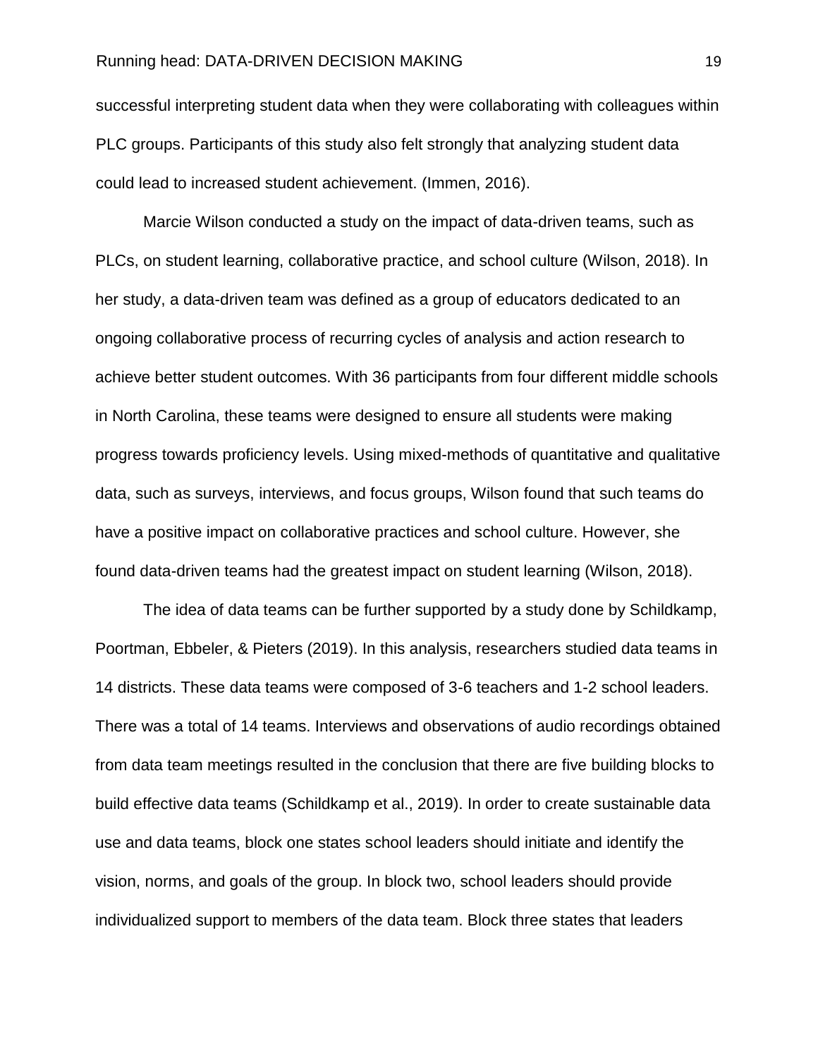successful interpreting student data when they were collaborating with colleagues within PLC groups. Participants of this study also felt strongly that analyzing student data could lead to increased student achievement. (Immen, 2016).

Marcie Wilson conducted a study on the impact of data-driven teams, such as PLCs, on student learning, collaborative practice, and school culture (Wilson, 2018). In her study, a data-driven team was defined as a group of educators dedicated to an ongoing collaborative process of recurring cycles of analysis and action research to achieve better student outcomes. With 36 participants from four different middle schools in North Carolina, these teams were designed to ensure all students were making progress towards proficiency levels. Using mixed-methods of quantitative and qualitative data, such as surveys, interviews, and focus groups, Wilson found that such teams do have a positive impact on collaborative practices and school culture. However, she found data-driven teams had the greatest impact on student learning (Wilson, 2018).

The idea of data teams can be further supported by a study done by Schildkamp, Poortman, Ebbeler, & Pieters (2019). In this analysis, researchers studied data teams in 14 districts. These data teams were composed of 3-6 teachers and 1-2 school leaders. There was a total of 14 teams. Interviews and observations of audio recordings obtained from data team meetings resulted in the conclusion that there are five building blocks to build effective data teams (Schildkamp et al., 2019). In order to create sustainable data use and data teams, block one states school leaders should initiate and identify the vision, norms, and goals of the group. In block two, school leaders should provide individualized support to members of the data team. Block three states that leaders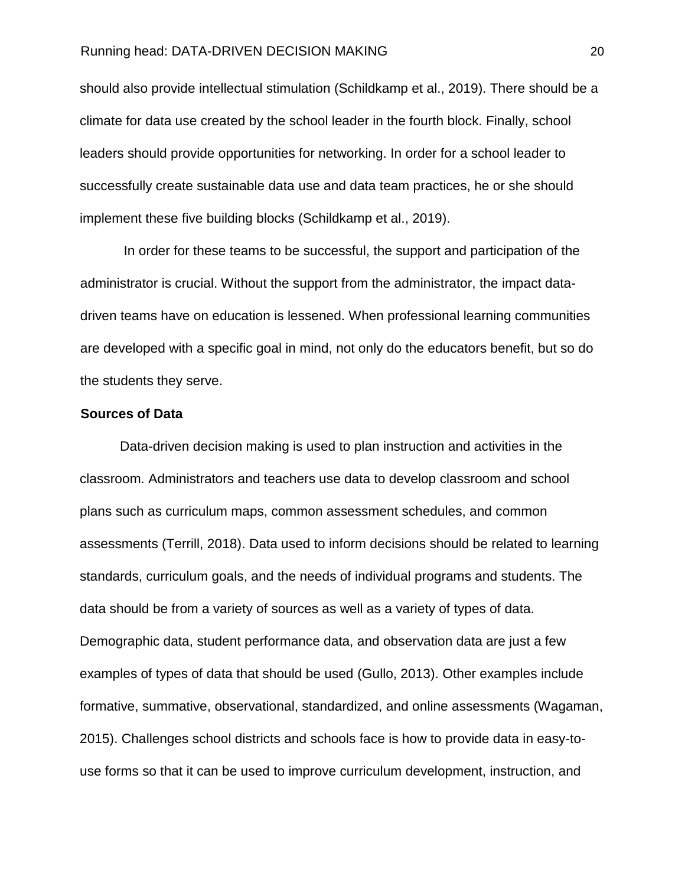should also provide intellectual stimulation (Schildkamp et al., 2019). There should be a climate for data use created by the school leader in the fourth block. Finally, school leaders should provide opportunities for networking. In order for a school leader to successfully create sustainable data use and data team practices, he or she should implement these five building blocks (Schildkamp et al., 2019).

In order for these teams to be successful, the support and participation of the administrator is crucial. Without the support from the administrator, the impact data-driven teams have on education is lessened. When professional learning communities are developed with a specific goal in mind, not only do the educators benefit, but so do the students they serve.

**Sources of Data**

Data-driven decision making is used to plan instruction and activities in the classroom. Administrators and teachers use data to develop classroom and school plans such as curriculum maps, common assessment schedules, and common assessments (Terrill, 2018). Data used to inform decisions should be related to learning standards, curriculum goals, and the needs of individual programs and students. The data should be from a variety of sources as well as a variety of types of data. Demographic data, student performance data, and observation data are just a few examples of types of data that should be used (Gullo, 2013). Other examples include formative, summative, observational, standardized, and online assessments (Wagaman, 2015). Challenges school districts and schools face is how to provide data in easy-to-use forms so that it can be used to improve curriculum development, instruction, and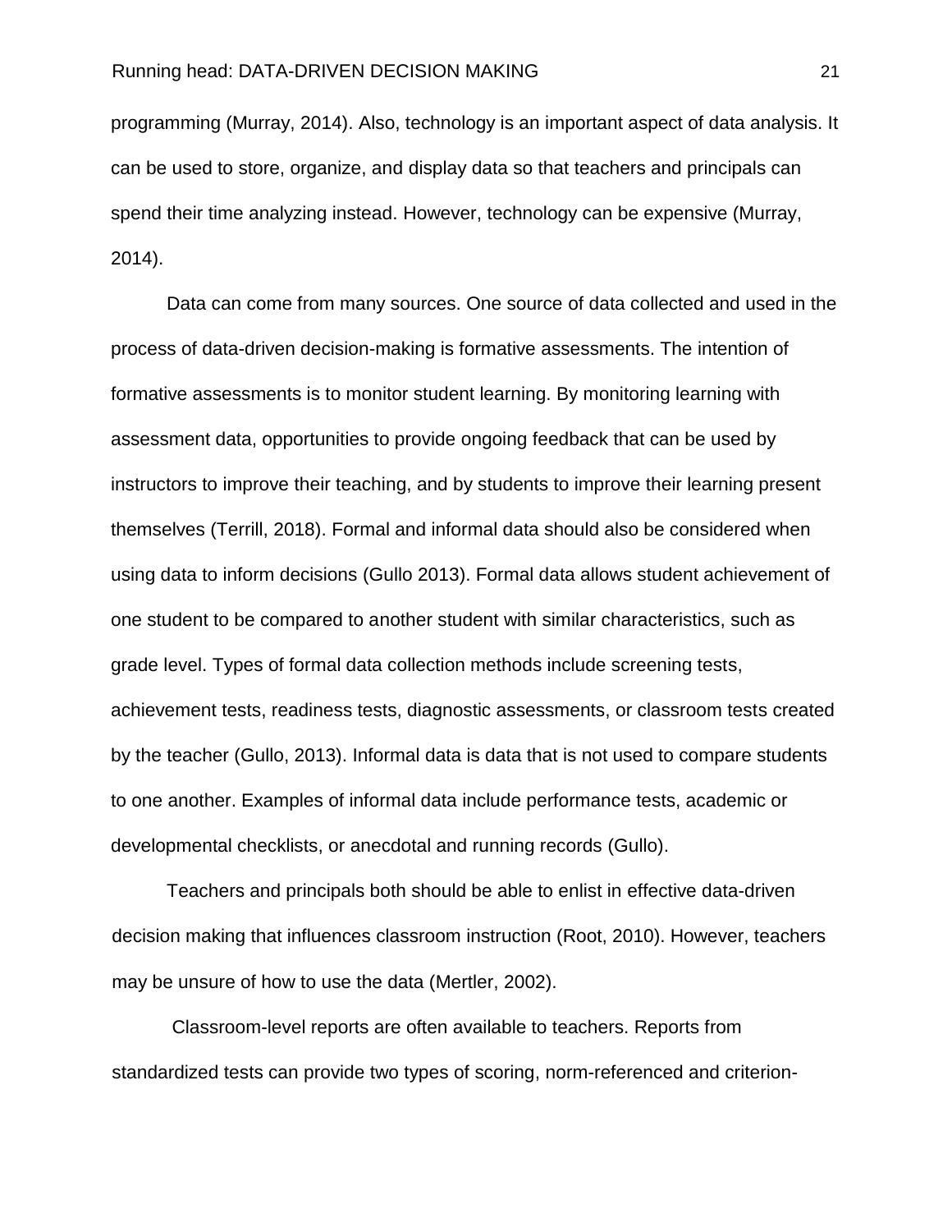programming (Murray, 2014). Also, technology is an important aspect of data analysis. It can be used to store, organize, and display data so that teachers and principals can spend their time analyzing instead. However, technology can be expensive (Murray, 2014).

Data can come from many sources. One source of data collected and used in the process of data-driven decision-making is formative assessments. The intention of formative assessments is to monitor student learning. By monitoring learning with assessment data, opportunities to provide ongoing feedback that can be used by instructors to improve their teaching, and by students to improve their learning present themselves (Terrill, 2018). Formal and informal data should also be considered when using data to inform decisions (Gullo 2013). Formal data allows student achievement of one student to be compared to another student with similar characteristics, such as grade level. Types of formal data collection methods include screening tests, achievement tests, readiness tests, diagnostic assessments, or classroom tests created by the teacher (Gullo, 2013). Informal data is data that is not used to compare students to one another. Examples of informal data include performance tests, academic or developmental checklists, or anecdotal and running records (Gullo).

Teachers and principals both should be able to enlist in effective data-driven decision making that influences classroom instruction (Root, 2010). However, teachers may be unsure of how to use the data (Mertler, 2002).

Classroom-level reports are often available to teachers. Reports from standardized tests can provide two types of scoring, norm-referenced and criterion-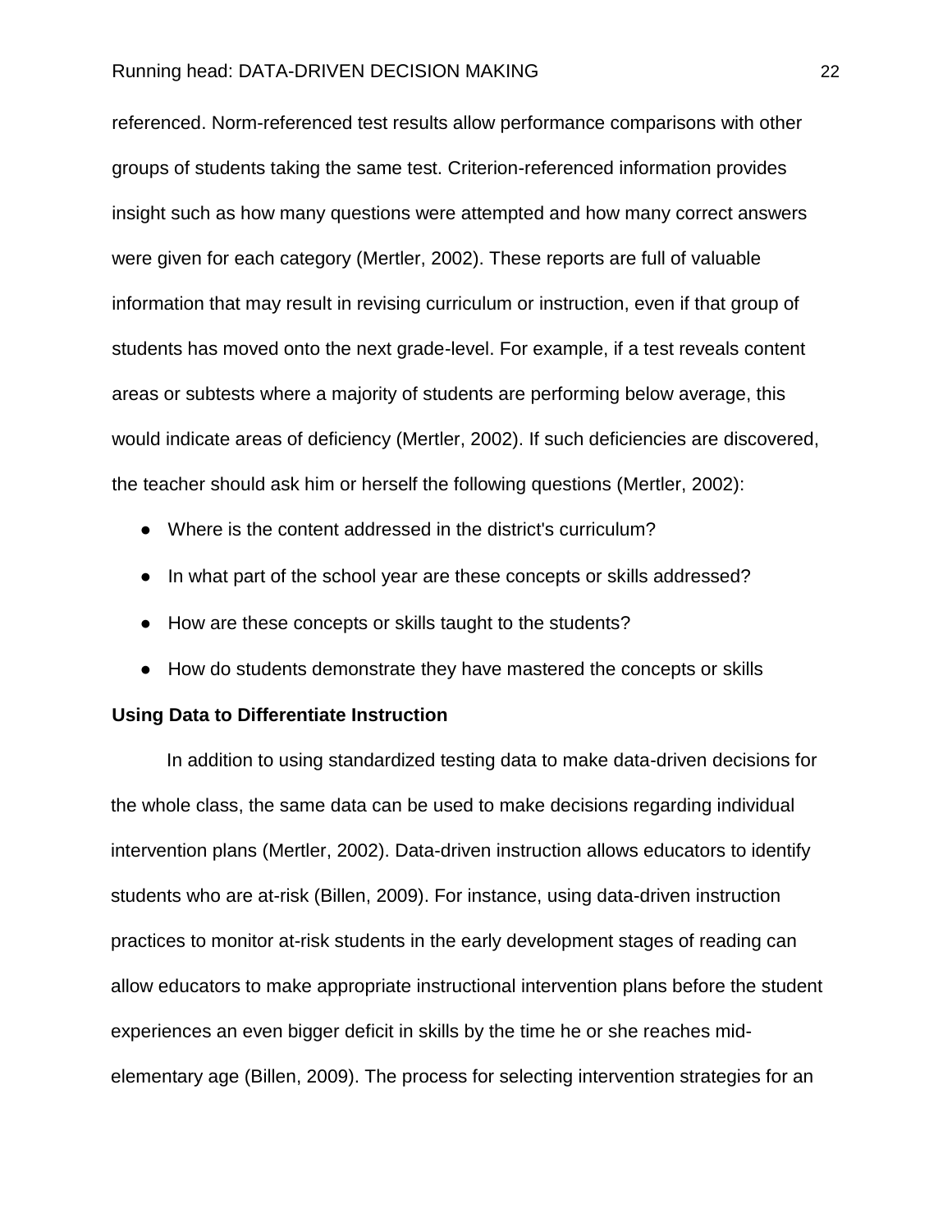referenced. Norm-referenced test results allow performance comparisons with other groups of students taking the same test. Criterion-referenced information provides insight such as how many questions were attempted and how many correct answers were given for each category (Mertler, 2002). These reports are full of valuable information that may result in revising curriculum or instruction, even if that group of students has moved onto the next grade-level. For example, if a test reveals content areas or subtests where a majority of students are performing below average, this would indicate areas of deficiency (Mertler, 2002). If such deficiencies are discovered, the teacher should ask him or herself the following questions (Mertler, 2002):

- Where is the content addressed in the district's curriculum?
- In what part of the school year are these concepts or skills addressed?
- How are these concepts or skills taught to the students?
- How do students demonstrate they have mastered the concepts or skills

**Using Data to Differentiate Instruction**

In addition to using standardized testing data to make data-driven decisions for the whole class, the same data can be used to make decisions regarding individual intervention plans (Mertler, 2002). Data-driven instruction allows educators to identify students who are at-risk (Billen, 2009). For instance, using data-driven instruction practices to monitor at-risk students in the early development stages of reading can allow educators to make appropriate instructional intervention plans before the student experiences an even bigger deficit in skills by the time he or she reaches mid-elementary age (Billen, 2009). The process for selecting intervention strategies for an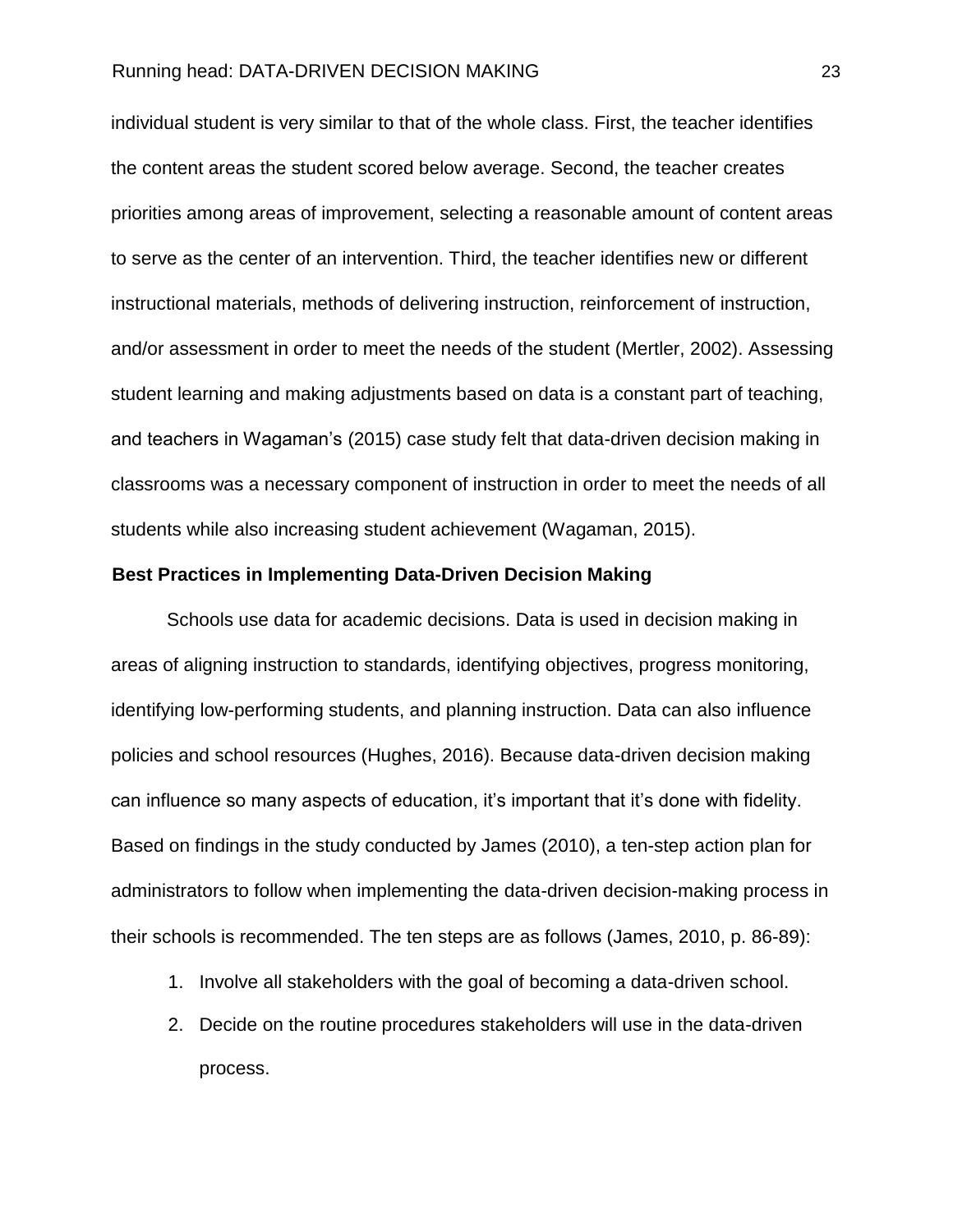individual student is very similar to that of the whole class. First, the teacher identifies the content areas the student scored below average. Second, the teacher creates priorities among areas of improvement, selecting a reasonable amount of content areas to serve as the center of an intervention. Third, the teacher identifies new or different instructional materials, methods of delivering instruction, reinforcement of instruction, and/or assessment in order to meet the needs of the student (Mertler, 2002). Assessing student learning and making adjustments based on data is a constant part of teaching, and teachers in Wagaman's (2015) case study felt that data-driven decision making in classrooms was a necessary component of instruction in order to meet the needs of all students while also increasing student achievement (Wagaman, 2015).

## Best Practices in Implementing Data-Driven Decision Making

Schools use data for academic decisions. Data is used in decision making in areas of aligning instruction to standards, identifying objectives, progress monitoring, identifying low-performing students, and planning instruction. Data can also influence policies and school resources (Hughes, 2016). Because data-driven decision making can influence so many aspects of education, it's important that it's done with fidelity. Based on findings in the study conducted by James (2010), a ten-step action plan for administrators to follow when implementing the data-driven decision-making process in their schools is recommended. The ten steps are as follows (James, 2010, p. 86-89):

1. Involve all stakeholders with the goal of becoming a data-driven school.
2. Decide on the routine procedures stakeholders will use in the data-driven process.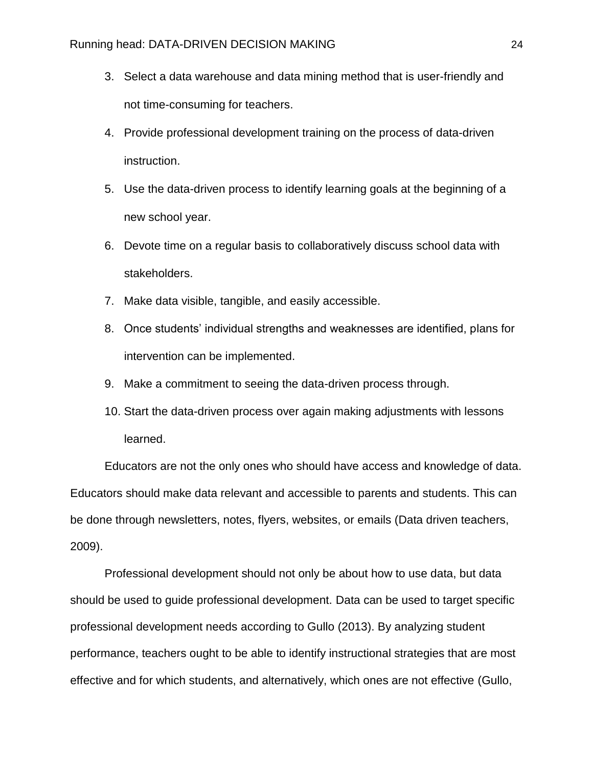3. Select a data warehouse and data mining method that is user-friendly and not time-consuming for teachers.
4. Provide professional development training on the process of data-driven instruction.
5. Use the data-driven process to identify learning goals at the beginning of a new school year.
6. Devote time on a regular basis to collaboratively discuss school data with stakeholders.
7. Make data visible, tangible, and easily accessible.
8. Once students' individual strengths and weaknesses are identified, plans for intervention can be implemented.
9. Make a commitment to seeing the data-driven process through.
10. Start the data-driven process over again making adjustments with lessons learned.

Educators are not the only ones who should have access and knowledge of data. Educators should make data relevant and accessible to parents and students. This can be done through newsletters, notes, flyers, websites, or emails (Data driven teachers, 2009).

Professional development should not only be about how to use data, but data should be used to guide professional development. Data can be used to target specific professional development needs according to Gullo (2013). By analyzing student performance, teachers ought to be able to identify instructional strategies that are most effective and for which students, and alternatively, which ones are not effective (Gullo,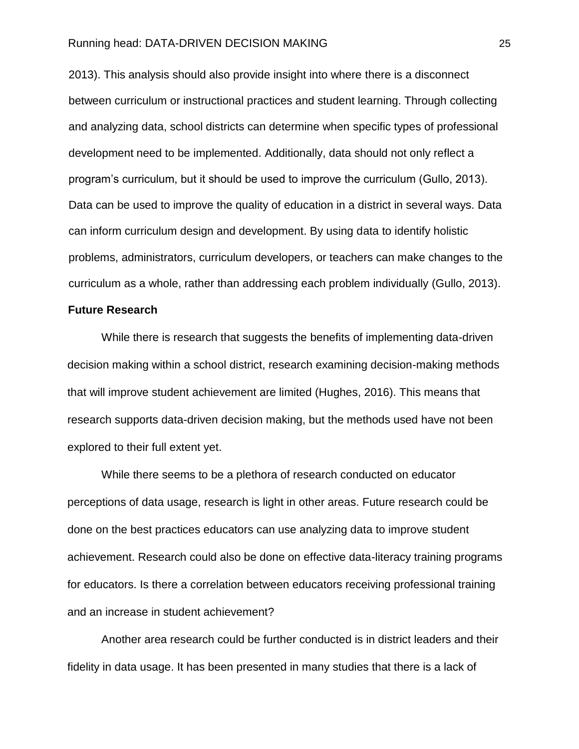2013). This analysis should also provide insight into where there is a disconnect between curriculum or instructional practices and student learning. Through collecting and analyzing data, school districts can determine when specific types of professional development need to be implemented. Additionally, data should not only reflect a program's curriculum, but it should be used to improve the curriculum (Gullo, 2013). Data can be used to improve the quality of education in a district in several ways. Data can inform curriculum design and development. By using data to identify holistic problems, administrators, curriculum developers, or teachers can make changes to the curriculum as a whole, rather than addressing each problem individually (Gullo, 2013).

**Future Research**

While there is research that suggests the benefits of implementing data-driven decision making within a school district, research examining decision-making methods that will improve student achievement are limited (Hughes, 2016). This means that research supports data-driven decision making, but the methods used have not been explored to their full extent yet.

While there seems to be a plethora of research conducted on educator perceptions of data usage, research is light in other areas. Future research could be done on the best practices educators can use analyzing data to improve student achievement. Research could also be done on effective data-literacy training programs for educators. Is there a correlation between educators receiving professional training and an increase in student achievement?

Another area research could be further conducted is in district leaders and their fidelity in data usage. It has been presented in many studies that there is a lack of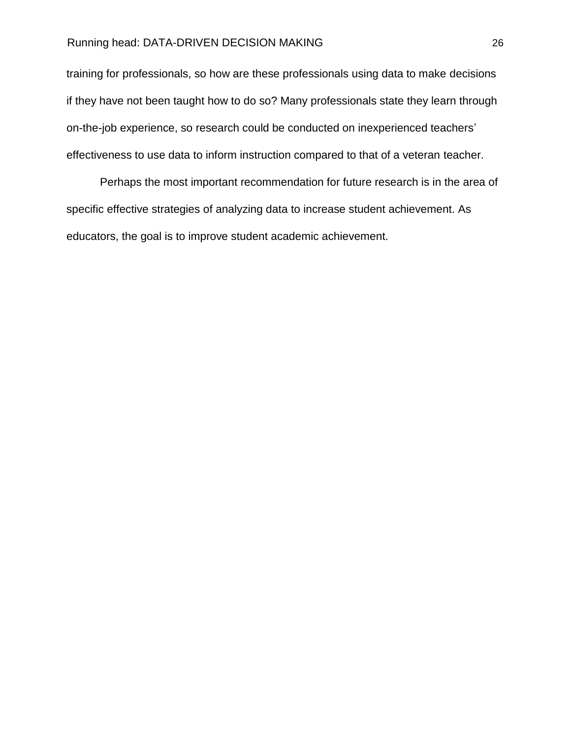training for professionals, so how are these professionals using data to make decisions if they have not been taught how to do so? Many professionals state they learn through on-the-job experience, so research could be conducted on inexperienced teachers' effectiveness to use data to inform instruction compared to that of a veteran teacher.

Perhaps the most important recommendation for future research is in the area of specific effective strategies of analyzing data to increase student achievement. As educators, the goal is to improve student academic achievement.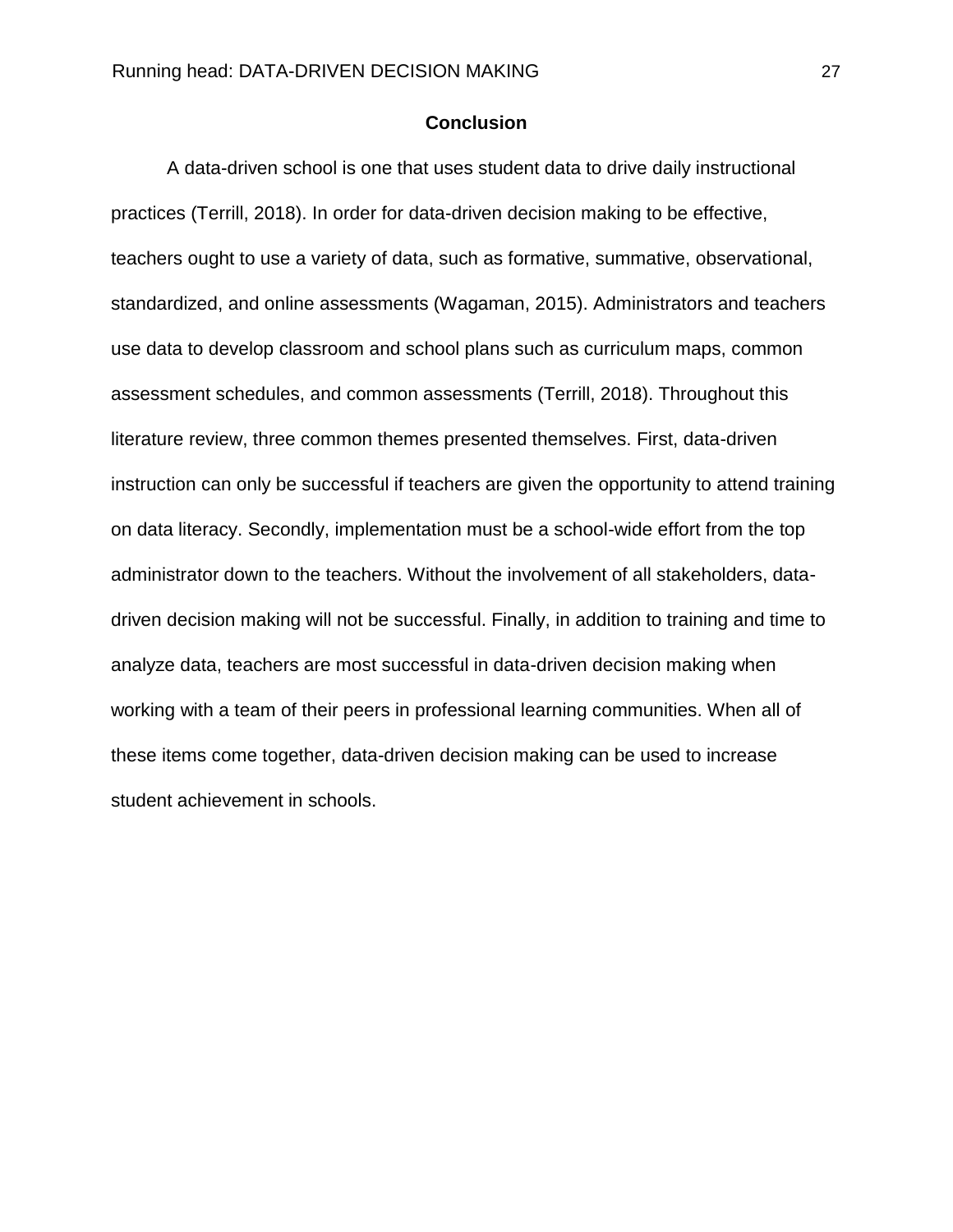## Conclusion

A data-driven school is one that uses student data to drive daily instructional practices (Terrill, 2018). In order for data-driven decision making to be effective, teachers ought to use a variety of data, such as formative, summative, observational, standardized, and online assessments (Wagaman, 2015). Administrators and teachers use data to develop classroom and school plans such as curriculum maps, common assessment schedules, and common assessments (Terrill, 2018). Throughout this literature review, three common themes presented themselves. First, data-driven instruction can only be successful if teachers are given the opportunity to attend training on data literacy. Secondly, implementation must be a school-wide effort from the top administrator down to the teachers. Without the involvement of all stakeholders, data-driven decision making will not be successful. Finally, in addition to training and time to analyze data, teachers are most successful in data-driven decision making when working with a team of their peers in professional learning communities. When all of these items come together, data-driven decision making can be used to increase student achievement in schools.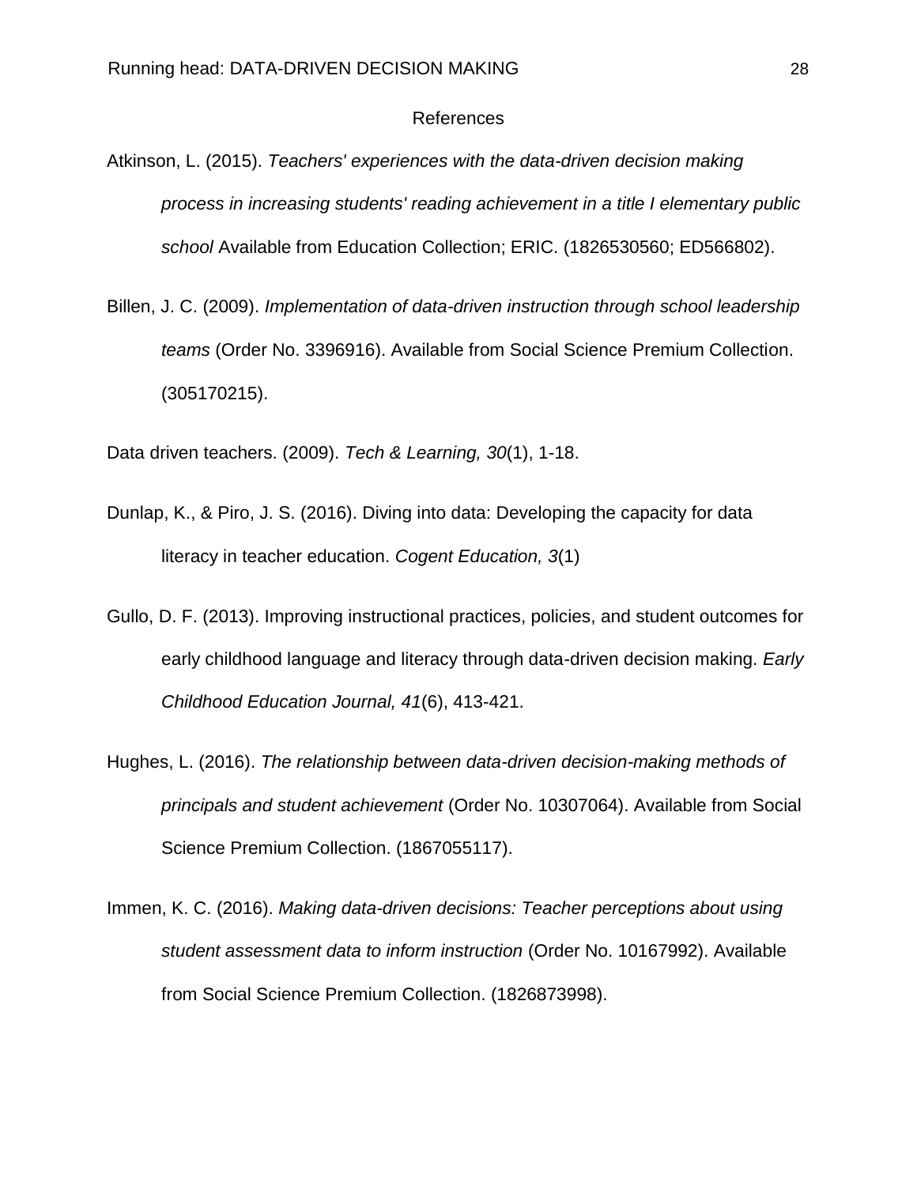# References

Atkinson, L. (2015). *Teachers' experiences with the data-driven decision making process in increasing students' reading achievement in a title I elementary public school* Available from Education Collection; ERIC. (1826530560; ED566802).

Billen, J. C. (2009). *Implementation of data-driven instruction through school leadership teams* (Order No. 3396916). Available from Social Science Premium Collection. (305170215).

Data driven teachers. (2009). *Tech & Learning, 30*(1), 1-18.

Dunlap, K., & Piro, J. S. (2016). Diving into data: Developing the capacity for data literacy in teacher education. *Cogent Education, 3*(1)

Gullo, D. F. (2013). Improving instructional practices, policies, and student outcomes for early childhood language and literacy through data-driven decision making. *Early Childhood Education Journal, 41*(6), 413-421.

Hughes, L. (2016). *The relationship between data-driven decision-making methods of principals and student achievement* (Order No. 10307064). Available from Social Science Premium Collection. (1867055117).

Immen, K. C. (2016). *Making data-driven decisions: Teacher perceptions about using student assessment data to inform instruction* (Order No. 10167992). Available from Social Science Premium Collection. (1826873998).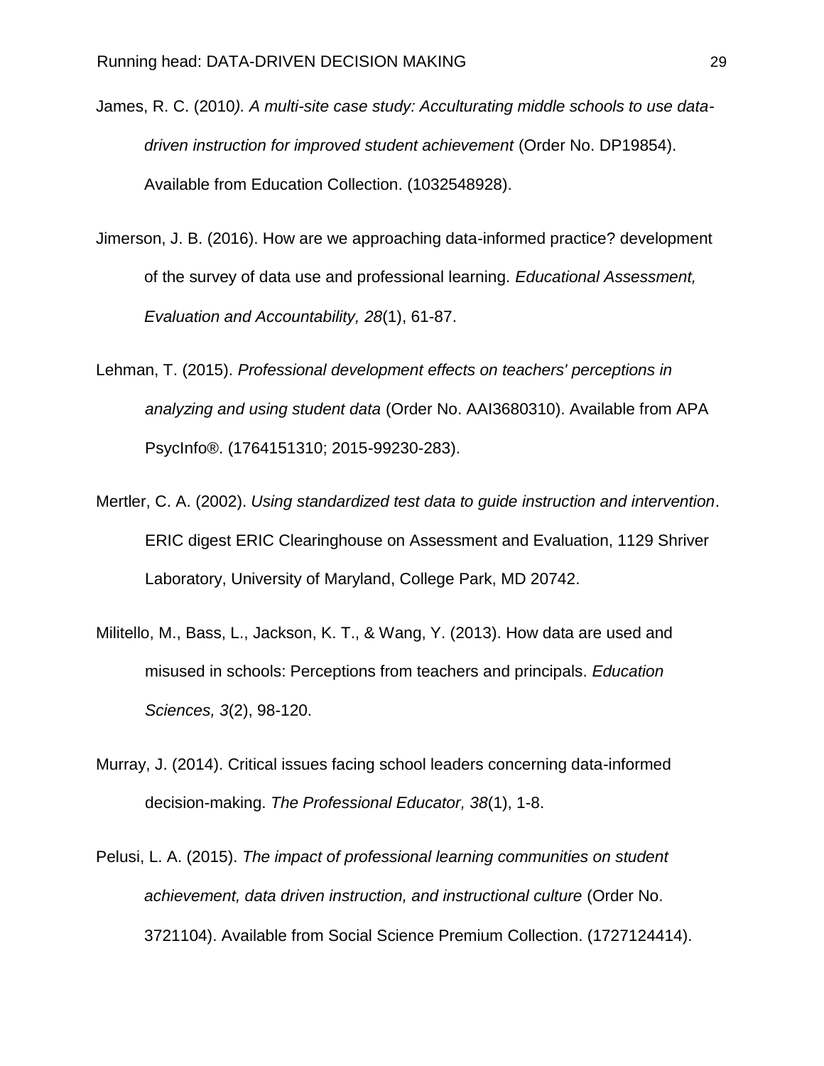James, R. C. (2010*). A multi-site case study: Acculturating middle schools to use data-driven instruction for improved student achievement* (Order No. DP19854). Available from Education Collection. (1032548928).

Jimerson, J. B. (2016). How are we approaching data-informed practice? development of the survey of data use and professional learning. *Educational Assessment, Evaluation and Accountability, 28*(1), 61-87.

Lehman, T. (2015). *Professional development effects on teachers' perceptions in analyzing and using student data* (Order No. AAI3680310). Available from APA PsycInfo®. (1764151310; 2015-99230-283).

Mertler, C. A. (2002). *Using standardized test data to guide instruction and intervention*. ERIC digest ERIC Clearinghouse on Assessment and Evaluation, 1129 Shriver Laboratory, University of Maryland, College Park, MD 20742.

Militello, M., Bass, L., Jackson, K. T., & Wang, Y. (2013). How data are used and misused in schools: Perceptions from teachers and principals. *Education Sciences, 3*(2), 98-120.

Murray, J. (2014). Critical issues facing school leaders concerning data-informed decision-making. *The Professional Educator, 38*(1), 1-8.

Pelusi, L. A. (2015). *The impact of professional learning communities on student achievement, data driven instruction, and instructional culture* (Order No. 3721104). Available from Social Science Premium Collection. (1727124414).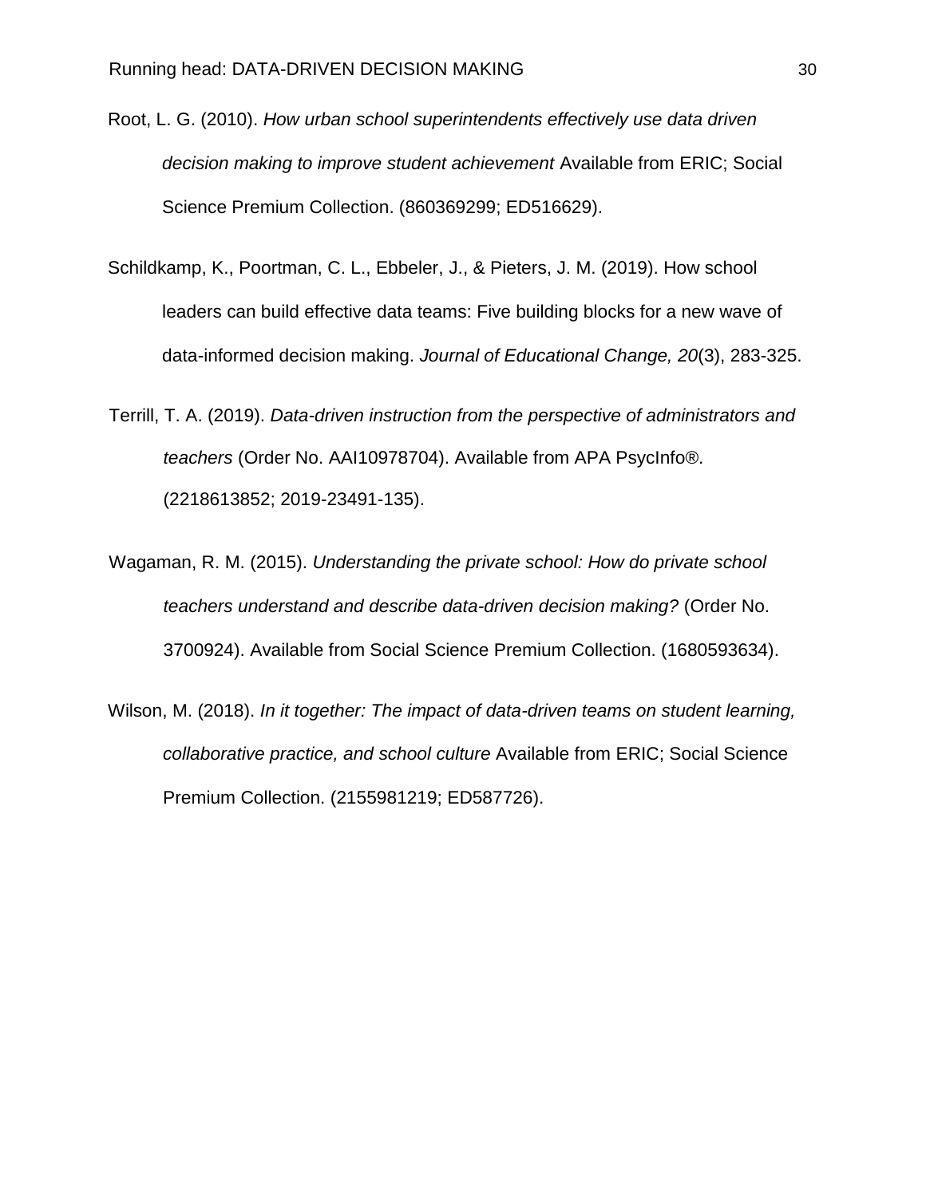Root, L. G. (2010). *How urban school superintendents effectively use data driven decision making to improve student achievement* Available from ERIC; Social Science Premium Collection. (860369299; ED516629).

Schildkamp, K., Poortman, C. L., Ebbeler, J., & Pieters, J. M. (2019). How school leaders can build effective data teams: Five building blocks for a new wave of data-informed decision making. *Journal of Educational Change, 20*(3), 283-325.

Terrill, T. A. (2019). *Data-driven instruction from the perspective of administrators and teachers* (Order No. AAI10978704). Available from APA PsycInfo®. (2218613852; 2019-23491-135).

Wagaman, R. M. (2015). *Understanding the private school: How do private school teachers understand and describe data-driven decision making?* (Order No. 3700924). Available from Social Science Premium Collection. (1680593634).

Wilson, M. (2018). *In it together: The impact of data-driven teams on student learning, collaborative practice, and school culture* Available from ERIC; Social Science Premium Collection. (2155981219; ED587726).